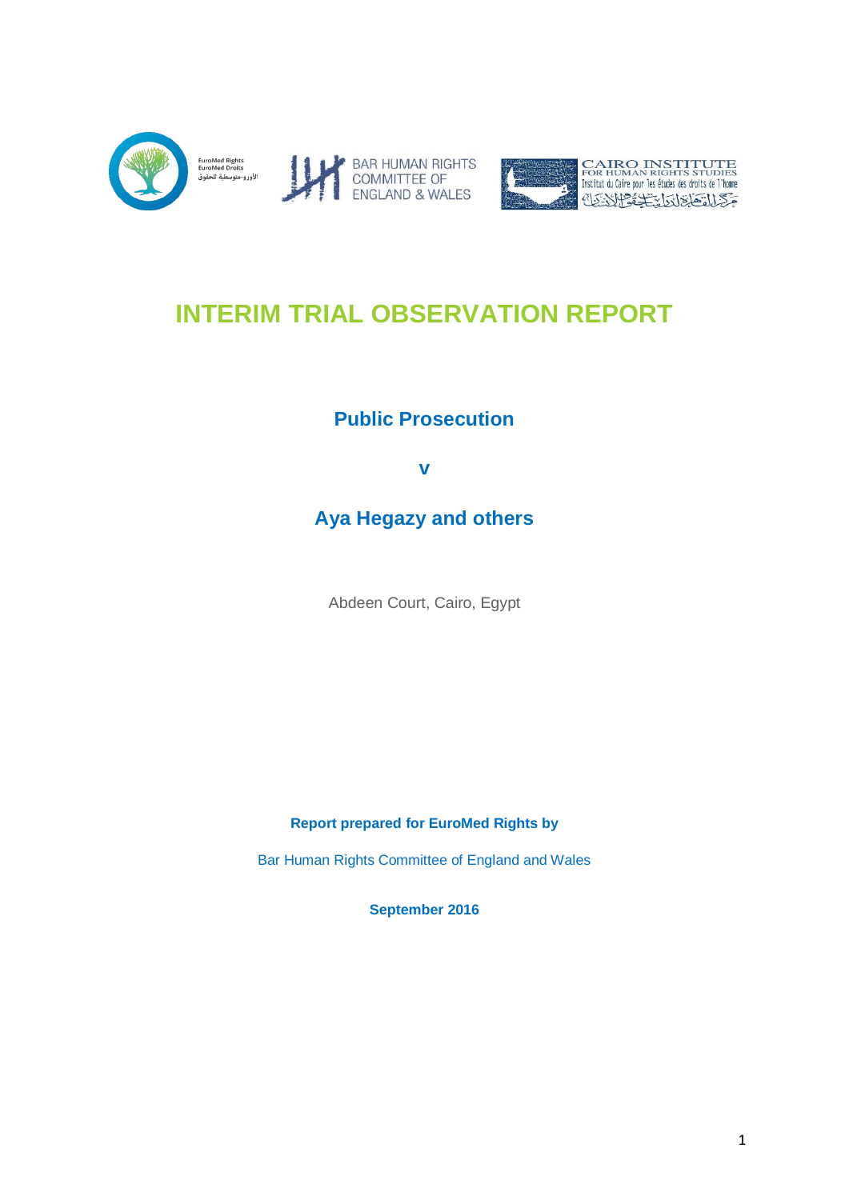EuroMed Rights
EuroMed Droits
الأورو-متوسطية للحقوق

BAR HUMAN RIGHTS COMMITTEE OF ENGLAND & WALES

CAIRO INSTITUTE FOR HUMAN RIGHTS STUDIES
Institut du Caire pour les études des droits de l'homme
مركز القاهرة لدراسات حقوق الإنسان

# INTERIM TRIAL OBSERVATION REPORT

## Public Prosecution

## v

## Aya Hegazy and others

Abdeen Court, Cairo, Egypt

**Report prepared for EuroMed Rights by**

Bar Human Rights Committee of England and Wales

**September 2016**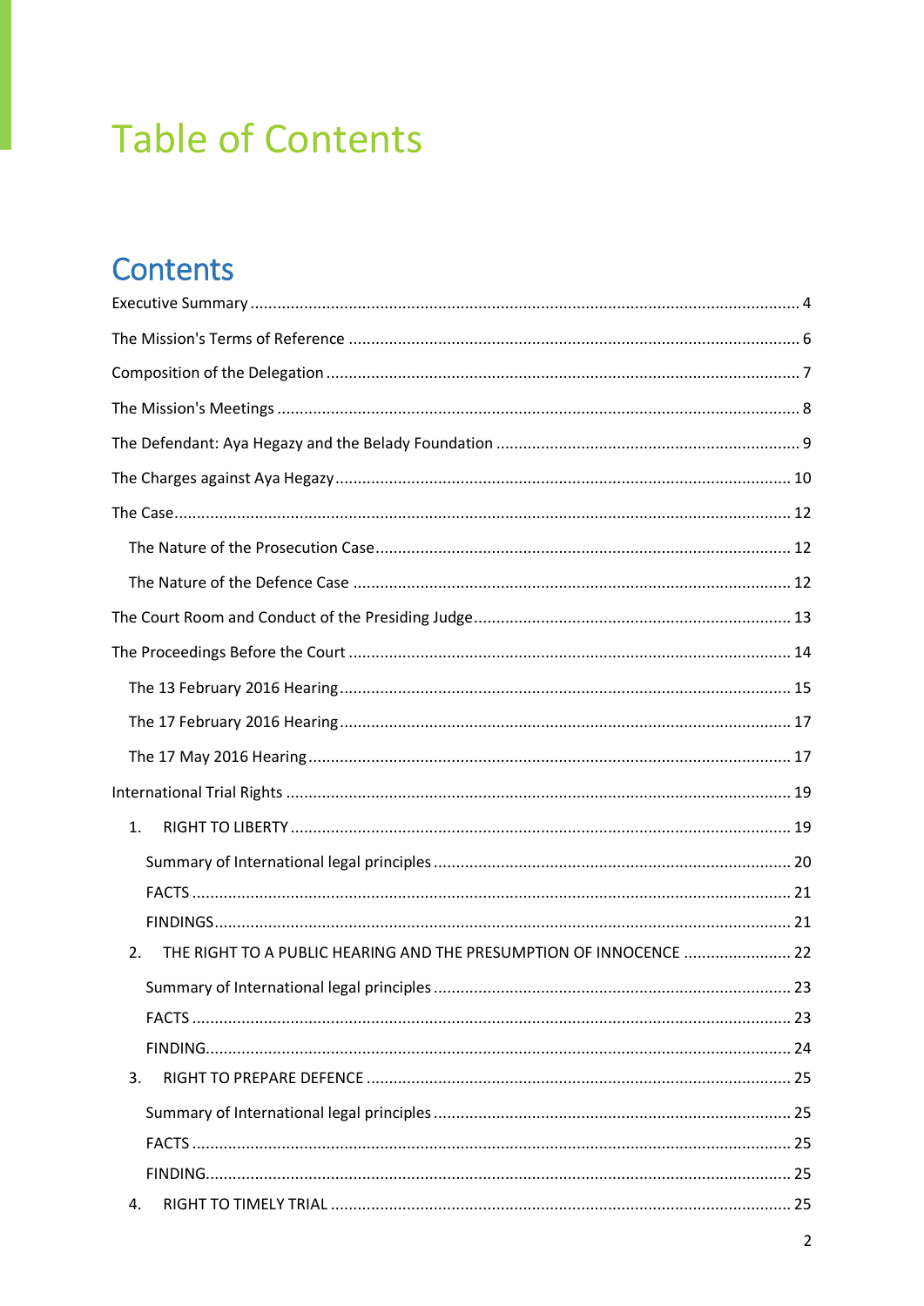# Table of Contents

## Contents

Executive Summary ........................................................................................................................ 4

The Mission's Terms of Reference ................................................................................................... 6

Composition of the Delegation ........................................................................................................ 7

The Mission's Meetings ................................................................................................................... 8

The Defendant: Aya Hegazy and the Belady Foundation ................................................................... 9

The Charges against Aya Hegazy .................................................................................................... 10

The Case....................................................................................................................................... 12

- The Nature of the Prosecution Case ........................................................................................... 12
- The Nature of the Defence Case ................................................................................................ 12

The Court Room and Conduct of the Presiding Judge ...................................................................... 13

The Proceedings Before the Court ................................................................................................. 14

- The 13 February 2016 Hearing ................................................................................................... 15
- The 17 February 2016 Hearing ................................................................................................... 17
- The 17 May 2016 Hearing .......................................................................................................... 17

International Trial Rights ............................................................................................................... 19

1. RIGHT TO LIBERTY .............................................................................................................. 19
   - Summary of International legal principles ............................................................................... 20
   - FACTS .................................................................................................................................... 21
   - FINDINGS ............................................................................................................................... 21
2. THE RIGHT TO A PUBLIC HEARING AND THE PRESUMPTION OF INNOCENCE ........................ 22
   - Summary of International legal principles ............................................................................... 23
   - FACTS .................................................................................................................................... 23
   - FINDING ................................................................................................................................. 24
3. RIGHT TO PREPARE DEFENCE .............................................................................................. 25
   - Summary of International legal principles ............................................................................... 25
   - FACTS .................................................................................................................................... 25
   - FINDING ................................................................................................................................. 25
4. RIGHT TO TIMELY TRIAL ..................................................................................................... 25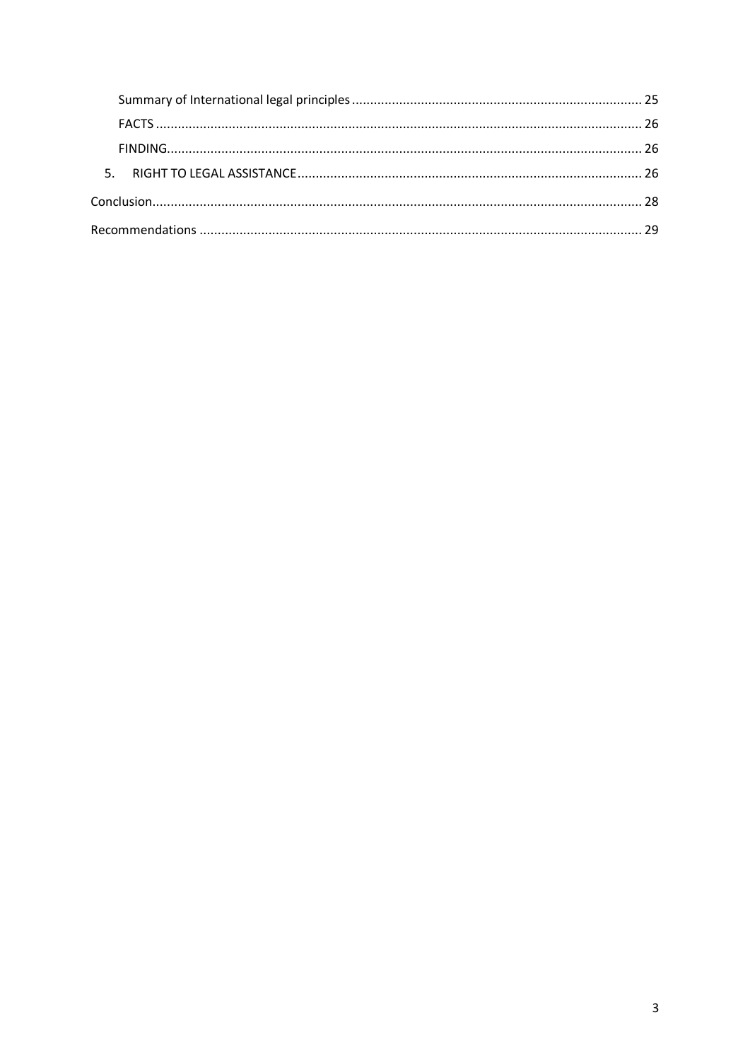Summary of International legal principles ........................................................................... 25

FACTS ..................................................................................................................................... 26

FINDING ................................................................................................................................. 26

5. RIGHT TO LEGAL ASSISTANCE ........................................................................................... 26

Conclusion ..................................................................................................................................... 28

Recommendations ........................................................................................................................ 29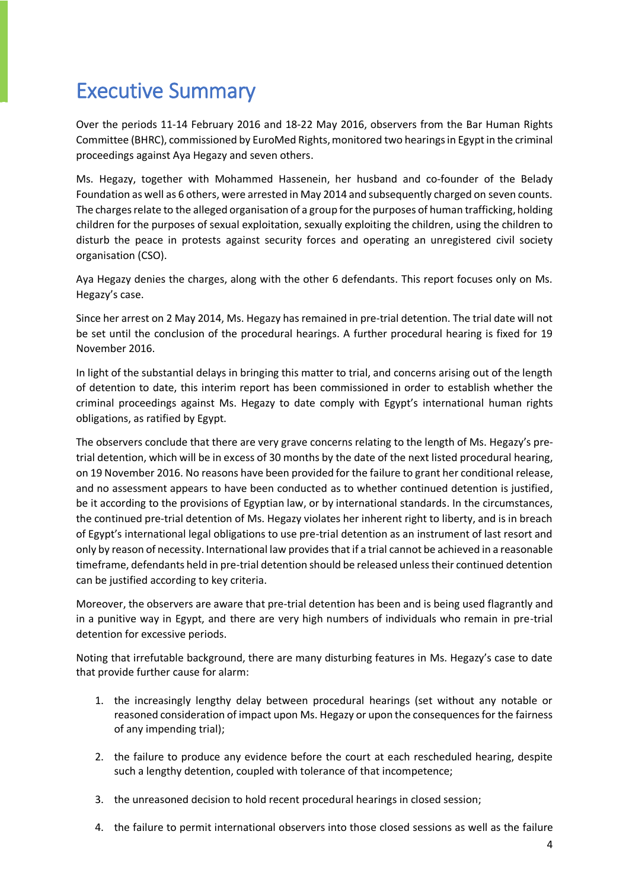# Executive Summary

Over the periods 11-14 February 2016 and 18-22 May 2016, observers from the Bar Human Rights Committee (BHRC), commissioned by EuroMed Rights, monitored two hearings in Egypt in the criminal proceedings against Aya Hegazy and seven others.

Ms. Hegazy, together with Mohammed Hassenein, her husband and co-founder of the Belady Foundation as well as 6 others, were arrested in May 2014 and subsequently charged on seven counts. The charges relate to the alleged organisation of a group for the purposes of human trafficking, holding children for the purposes of sexual exploitation, sexually exploiting the children, using the children to disturb the peace in protests against security forces and operating an unregistered civil society organisation (CSO).

Aya Hegazy denies the charges, along with the other 6 defendants. This report focuses only on Ms. Hegazy's case.

Since her arrest on 2 May 2014, Ms. Hegazy has remained in pre-trial detention. The trial date will not be set until the conclusion of the procedural hearings. A further procedural hearing is fixed for 19 November 2016.

In light of the substantial delays in bringing this matter to trial, and concerns arising out of the length of detention to date, this interim report has been commissioned in order to establish whether the criminal proceedings against Ms. Hegazy to date comply with Egypt's international human rights obligations, as ratified by Egypt.

The observers conclude that there are very grave concerns relating to the length of Ms. Hegazy's pre-trial detention, which will be in excess of 30 months by the date of the next listed procedural hearing, on 19 November 2016. No reasons have been provided for the failure to grant her conditional release, and no assessment appears to have been conducted as to whether continued detention is justified, be it according to the provisions of Egyptian law, or by international standards. In the circumstances, the continued pre-trial detention of Ms. Hegazy violates her inherent right to liberty, and is in breach of Egypt's international legal obligations to use pre-trial detention as an instrument of last resort and only by reason of necessity. International law provides that if a trial cannot be achieved in a reasonable timeframe, defendants held in pre-trial detention should be released unless their continued detention can be justified according to key criteria.

Moreover, the observers are aware that pre-trial detention has been and is being used flagrantly and in a punitive way in Egypt, and there are very high numbers of individuals who remain in pre-trial detention for excessive periods.

Noting that irrefutable background, there are many disturbing features in Ms. Hegazy's case to date that provide further cause for alarm:

1. the increasingly lengthy delay between procedural hearings (set without any notable or reasoned consideration of impact upon Ms. Hegazy or upon the consequences for the fairness of any impending trial);
2. the failure to produce any evidence before the court at each rescheduled hearing, despite such a lengthy detention, coupled with tolerance of that incompetence;
3. the unreasoned decision to hold recent procedural hearings in closed session;
4. the failure to permit international observers into those closed sessions as well as the failure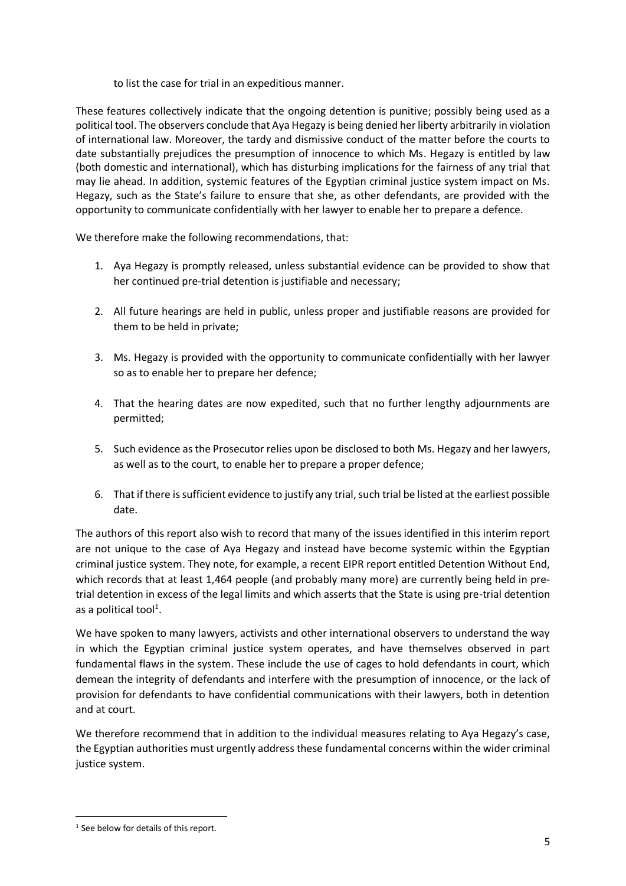to list the case for trial in an expeditious manner.

These features collectively indicate that the ongoing detention is punitive; possibly being used as a political tool. The observers conclude that Aya Hegazy is being denied her liberty arbitrarily in violation of international law. Moreover, the tardy and dismissive conduct of the matter before the courts to date substantially prejudices the presumption of innocence to which Ms. Hegazy is entitled by law (both domestic and international), which has disturbing implications for the fairness of any trial that may lie ahead. In addition, systemic features of the Egyptian criminal justice system impact on Ms. Hegazy, such as the State's failure to ensure that she, as other defendants, are provided with the opportunity to communicate confidentially with her lawyer to enable her to prepare a defence.

We therefore make the following recommendations, that:

1. Aya Hegazy is promptly released, unless substantial evidence can be provided to show that her continued pre-trial detention is justifiable and necessary;

2. All future hearings are held in public, unless proper and justifiable reasons are provided for them to be held in private;

3. Ms. Hegazy is provided with the opportunity to communicate confidentially with her lawyer so as to enable her to prepare her defence;

4. That the hearing dates are now expedited, such that no further lengthy adjournments are permitted;

5. Such evidence as the Prosecutor relies upon be disclosed to both Ms. Hegazy and her lawyers, as well as to the court, to enable her to prepare a proper defence;

6. That if there is sufficient evidence to justify any trial, such trial be listed at the earliest possible date.

The authors of this report also wish to record that many of the issues identified in this interim report are not unique to the case of Aya Hegazy and instead have become systemic within the Egyptian criminal justice system. They note, for example, a recent EIPR report entitled Detention Without End, which records that at least 1,464 people (and probably many more) are currently being held in pre-trial detention in excess of the legal limits and which asserts that the State is using pre-trial detention as a political tool[1].

We have spoken to many lawyers, activists and other international observers to understand the way in which the Egyptian criminal justice system operates, and have themselves observed in part fundamental flaws in the system. These include the use of cages to hold defendants in court, which demean the integrity of defendants and interfere with the presumption of innocence, or the lack of provision for defendants to have confidential communications with their lawyers, both in detention and at court.

We therefore recommend that in addition to the individual measures relating to Aya Hegazy's case, the Egyptian authorities must urgently address these fundamental concerns within the wider criminal justice system.

[1] See below for details of this report.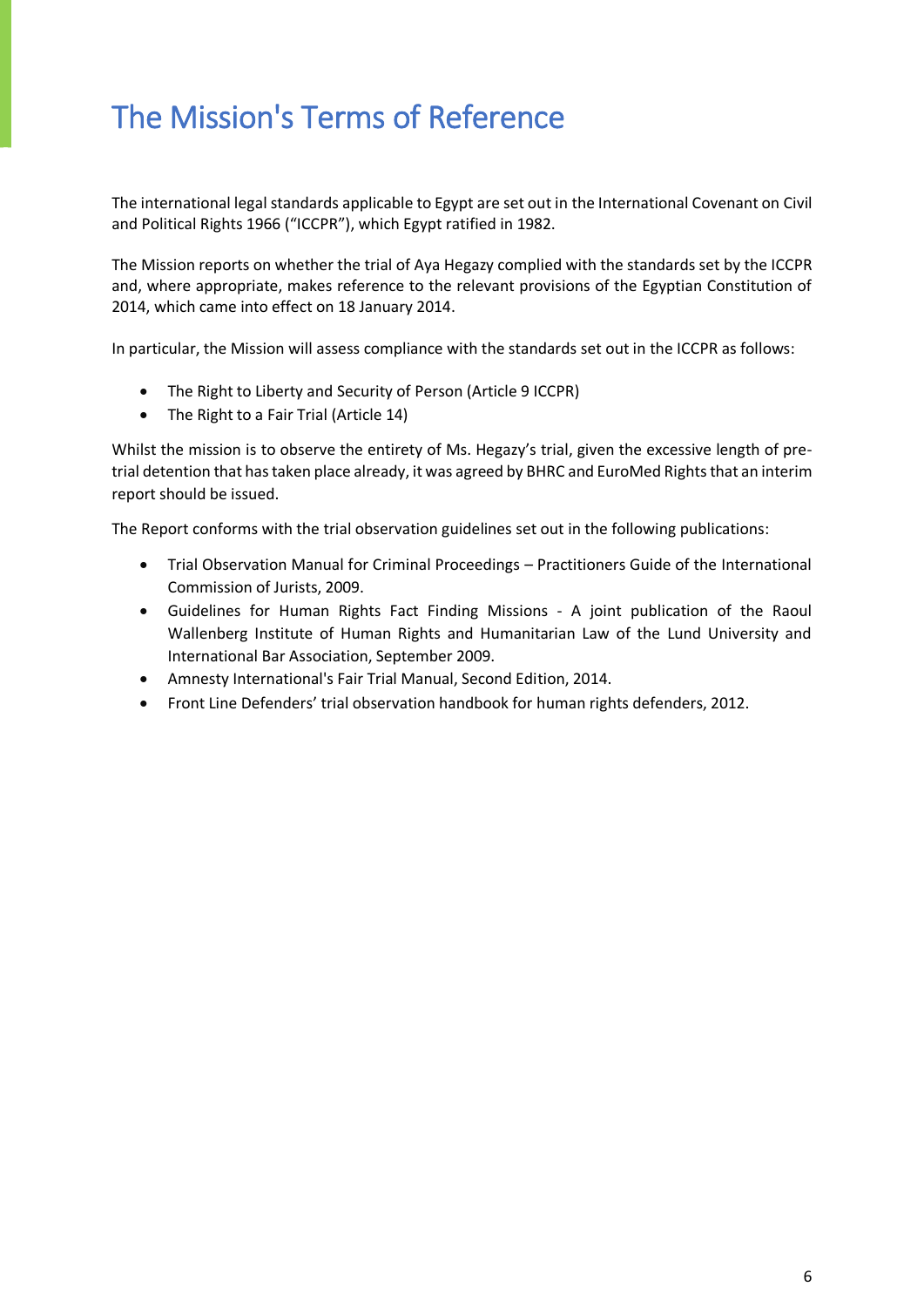# The Mission's Terms of Reference

The international legal standards applicable to Egypt are set out in the International Covenant on Civil and Political Rights 1966 ("ICCPR"), which Egypt ratified in 1982.

The Mission reports on whether the trial of Aya Hegazy complied with the standards set by the ICCPR and, where appropriate, makes reference to the relevant provisions of the Egyptian Constitution of 2014, which came into effect on 18 January 2014.

In particular, the Mission will assess compliance with the standards set out in the ICCPR as follows:

- The Right to Liberty and Security of Person (Article 9 ICCPR)
- The Right to a Fair Trial (Article 14)

Whilst the mission is to observe the entirety of Ms. Hegazy's trial, given the excessive length of pre-trial detention that has taken place already, it was agreed by BHRC and EuroMed Rights that an interim report should be issued.

The Report conforms with the trial observation guidelines set out in the following publications:

- Trial Observation Manual for Criminal Proceedings – Practitioners Guide of the International Commission of Jurists, 2009.
- Guidelines for Human Rights Fact Finding Missions - A joint publication of the Raoul Wallenberg Institute of Human Rights and Humanitarian Law of the Lund University and International Bar Association, September 2009.
- Amnesty International's Fair Trial Manual, Second Edition, 2014.
- Front Line Defenders' trial observation handbook for human rights defenders, 2012.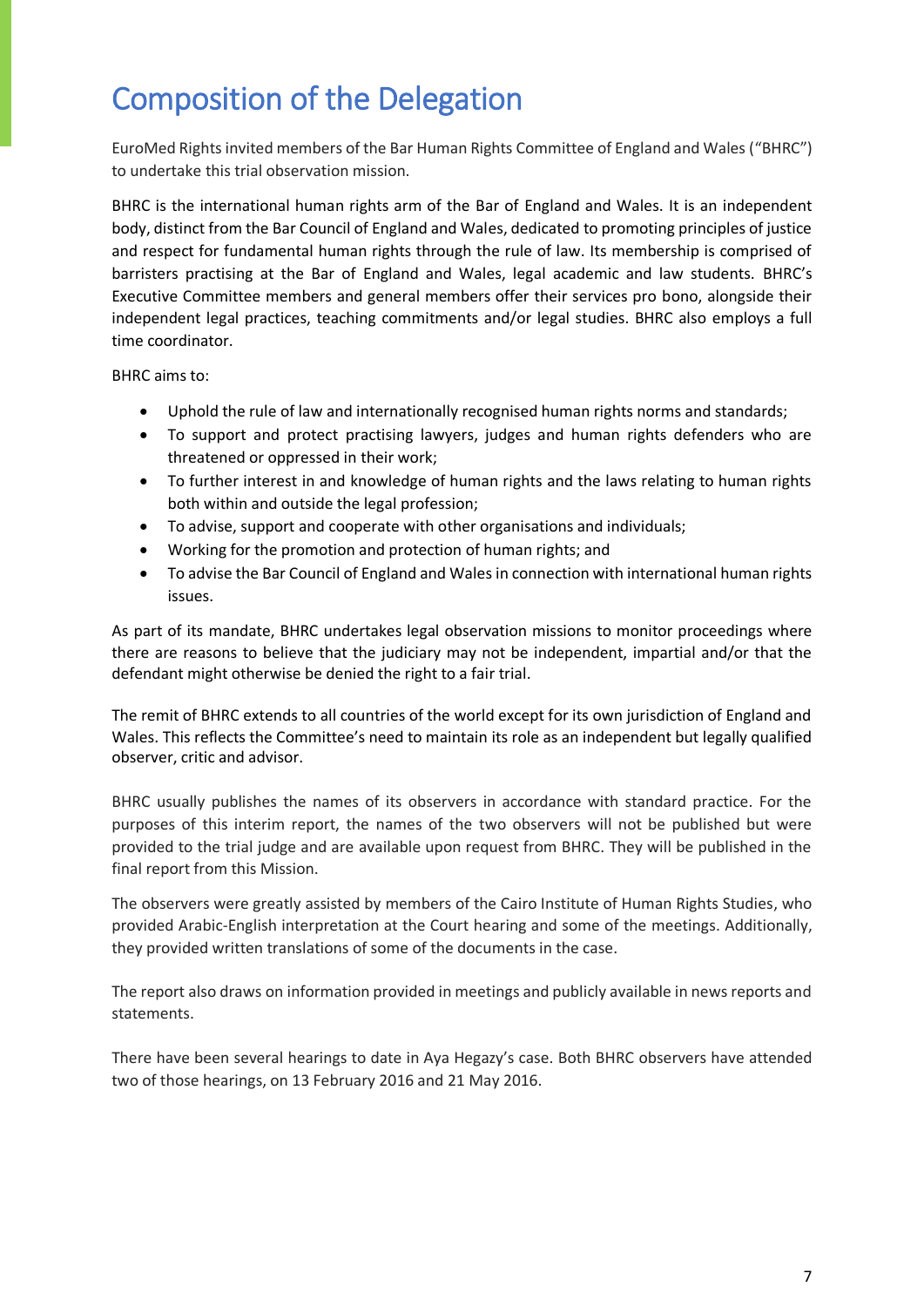# Composition of the Delegation

EuroMed Rights invited members of the Bar Human Rights Committee of England and Wales ("BHRC") to undertake this trial observation mission.

BHRC is the international human rights arm of the Bar of England and Wales. It is an independent body, distinct from the Bar Council of England and Wales, dedicated to promoting principles of justice and respect for fundamental human rights through the rule of law. Its membership is comprised of barristers practising at the Bar of England and Wales, legal academic and law students. BHRC's Executive Committee members and general members offer their services pro bono, alongside their independent legal practices, teaching commitments and/or legal studies. BHRC also employs a full time coordinator.

BHRC aims to:

- Uphold the rule of law and internationally recognised human rights norms and standards;
- To support and protect practising lawyers, judges and human rights defenders who are threatened or oppressed in their work;
- To further interest in and knowledge of human rights and the laws relating to human rights both within and outside the legal profession;
- To advise, support and cooperate with other organisations and individuals;
- Working for the promotion and protection of human rights; and
- To advise the Bar Council of England and Wales in connection with international human rights issues.

As part of its mandate, BHRC undertakes legal observation missions to monitor proceedings where there are reasons to believe that the judiciary may not be independent, impartial and/or that the defendant might otherwise be denied the right to a fair trial.

The remit of BHRC extends to all countries of the world except for its own jurisdiction of England and Wales. This reflects the Committee's need to maintain its role as an independent but legally qualified observer, critic and advisor.

BHRC usually publishes the names of its observers in accordance with standard practice. For the purposes of this interim report, the names of the two observers will not be published but were provided to the trial judge and are available upon request from BHRC. They will be published in the final report from this Mission.

The observers were greatly assisted by members of the Cairo Institute of Human Rights Studies, who provided Arabic-English interpretation at the Court hearing and some of the meetings. Additionally, they provided written translations of some of the documents in the case.

The report also draws on information provided in meetings and publicly available in news reports and statements.

There have been several hearings to date in Aya Hegazy's case. Both BHRC observers have attended two of those hearings, on 13 February 2016 and 21 May 2016.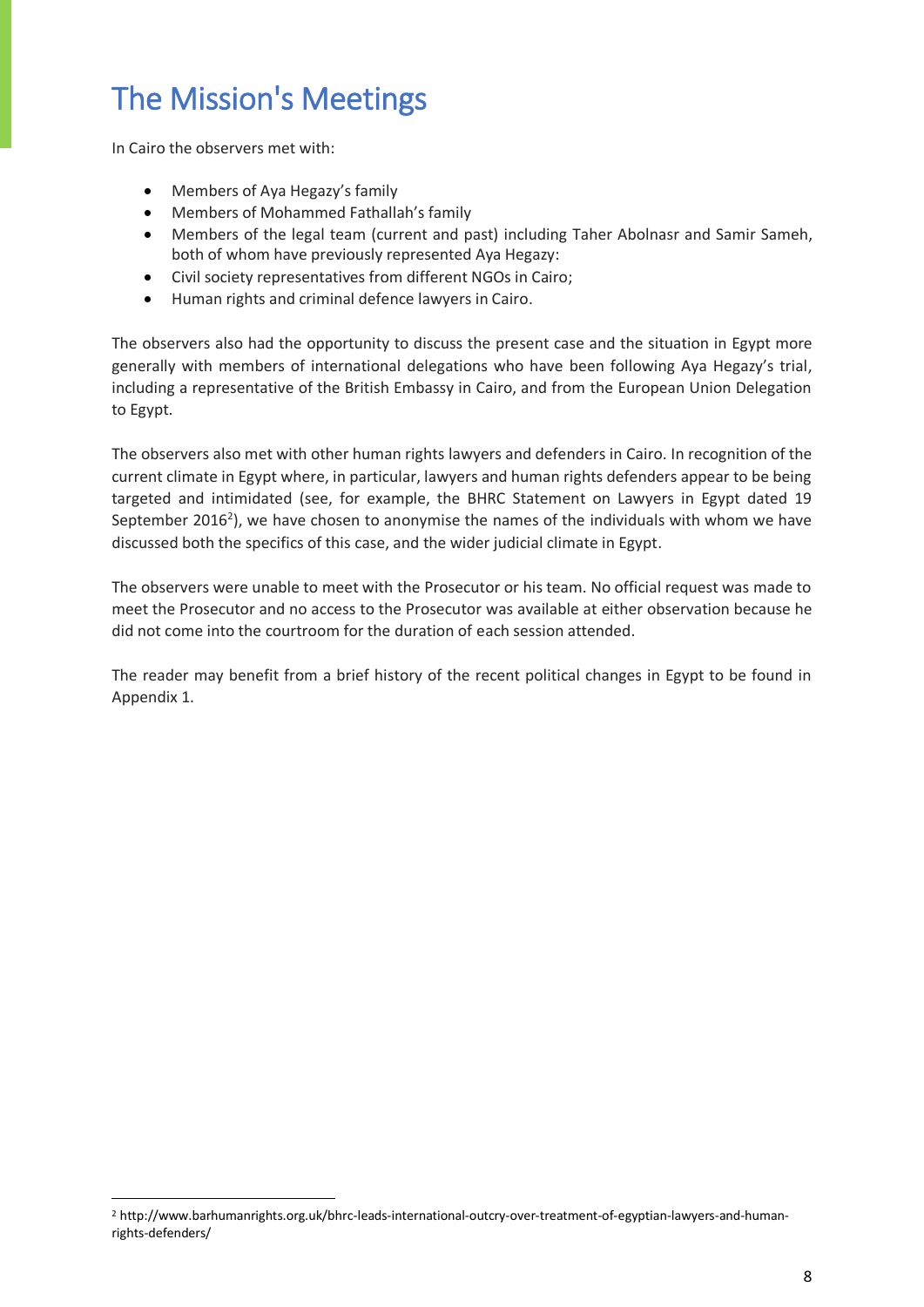# The Mission's Meetings

In Cairo the observers met with:

- Members of Aya Hegazy's family
- Members of Mohammed Fathallah's family
- Members of the legal team (current and past) including Taher Abolnasr and Samir Sameh, both of whom have previously represented Aya Hegazy:
- Civil society representatives from different NGOs in Cairo;
- Human rights and criminal defence lawyers in Cairo.

The observers also had the opportunity to discuss the present case and the situation in Egypt more generally with members of international delegations who have been following Aya Hegazy's trial, including a representative of the British Embassy in Cairo, and from the European Union Delegation to Egypt.

The observers also met with other human rights lawyers and defenders in Cairo. In recognition of the current climate in Egypt where, in particular, lawyers and human rights defenders appear to be being targeted and intimidated (see, for example, the BHRC Statement on Lawyers in Egypt dated 19 September 2016[2]), we have chosen to anonymise the names of the individuals with whom we have discussed both the specifics of this case, and the wider judicial climate in Egypt.

The observers were unable to meet with the Prosecutor or his team. No official request was made to meet the Prosecutor and no access to the Prosecutor was available at either observation because he did not come into the courtroom for the duration of each session attended.

The reader may benefit from a brief history of the recent political changes in Egypt to be found in Appendix 1.

[2] http://www.barhumanrights.org.uk/bhrc-leads-international-outcry-over-treatment-of-egyptian-lawyers-and-human-rights-defenders/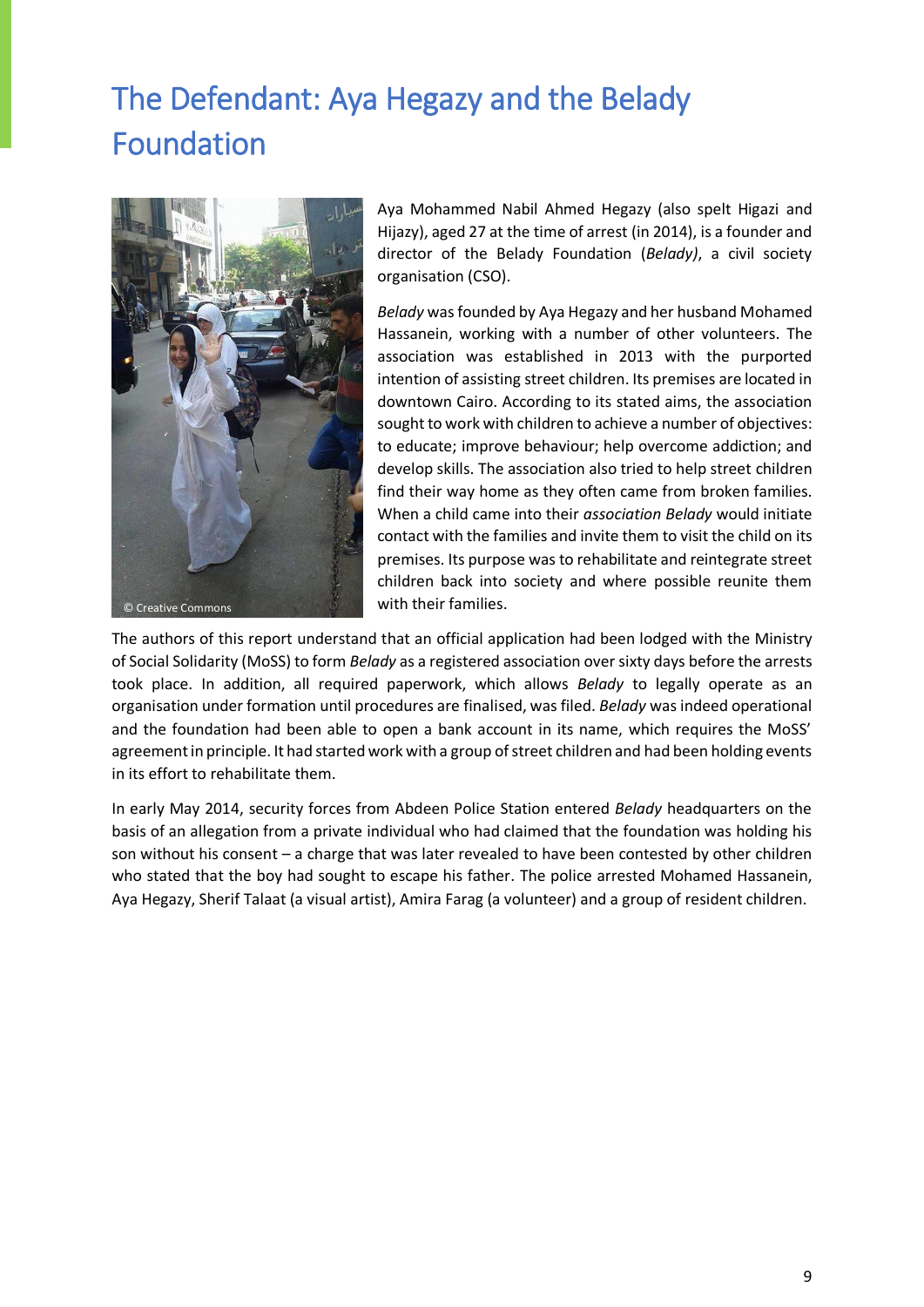# The Defendant: Aya Hegazy and the Belady Foundation

© Creative Commons

Aya Mohammed Nabil Ahmed Hegazy (also spelt Higazi and Hijazy), aged 27 at the time of arrest (in 2014), is a founder and director of the Belady Foundation (*Belady)*, a civil society organisation (CSO).

*Belady* was founded by Aya Hegazy and her husband Mohamed Hassanein, working with a number of other volunteers. The association was established in 2013 with the purported intention of assisting street children. Its premises are located in downtown Cairo. According to its stated aims, the association sought to work with children to achieve a number of objectives: to educate; improve behaviour; help overcome addiction; and develop skills. The association also tried to help street children find their way home as they often came from broken families. When a child came into their *association Belady* would initiate contact with the families and invite them to visit the child on its premises. Its purpose was to rehabilitate and reintegrate street children back into society and where possible reunite them with their families.

The authors of this report understand that an official application had been lodged with the Ministry of Social Solidarity (MoSS) to form *Belady* as a registered association over sixty days before the arrests took place. In addition, all required paperwork, which allows *Belady* to legally operate as an organisation under formation until procedures are finalised, was filed. *Belady* was indeed operational and the foundation had been able to open a bank account in its name, which requires the MoSS' agreement in principle. It had started work with a group of street children and had been holding events in its effort to rehabilitate them.

In early May 2014, security forces from Abdeen Police Station entered *Belady* headquarters on the basis of an allegation from a private individual who had claimed that the foundation was holding his son without his consent – a charge that was later revealed to have been contested by other children who stated that the boy had sought to escape his father. The police arrested Mohamed Hassanein, Aya Hegazy, Sherif Talaat (a visual artist), Amira Farag (a volunteer) and a group of resident children.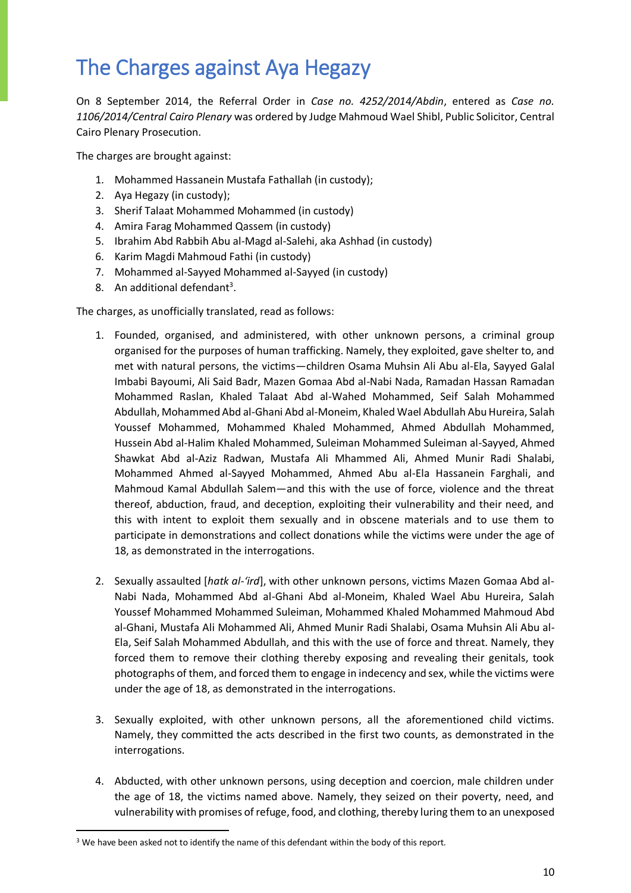# The Charges against Aya Hegazy

On 8 September 2014, the Referral Order in *Case no. 4252/2014/Abdin*, entered as *Case no. 1106/2014/Central Cairo Plenary* was ordered by Judge Mahmoud Wael Shibl, Public Solicitor, Central Cairo Plenary Prosecution.

The charges are brought against:

1. Mohammed Hassanein Mustafa Fathallah (in custody);
2. Aya Hegazy (in custody);
3. Sherif Talaat Mohammed Mohammed (in custody)
4. Amira Farag Mohammed Qassem (in custody)
5. Ibrahim Abd Rabbih Abu al-Magd al-Salehi, aka Ashhad (in custody)
6. Karim Magdi Mahmoud Fathi (in custody)
7. Mohammed al-Sayyed Mohammed al-Sayyed (in custody)
8. An additional defendant[3].

The charges, as unofficially translated, read as follows:

1. Founded, organised, and administered, with other unknown persons, a criminal group organised for the purposes of human trafficking. Namely, they exploited, gave shelter to, and met with natural persons, the victims—children Osama Muhsin Ali Abu al-Ela, Sayyed Galal Imbabi Bayoumi, Ali Said Badr, Mazen Gomaa Abd al-Nabi Nada, Ramadan Hassan Ramadan Mohammed Raslan, Khaled Talaat Abd al-Wahed Mohammed, Seif Salah Mohammed Abdullah, Mohammed Abd al-Ghani Abd al-Moneim, Khaled Wael Abdullah Abu Hureira, Salah Youssef Mohammed, Mohammed Khaled Mohammed, Ahmed Abdullah Mohammed, Hussein Abd al-Halim Khaled Mohammed, Suleiman Mohammed Suleiman al-Sayyed, Ahmed Shawkat Abd al-Aziz Radwan, Mustafa Ali Mhammed Ali, Ahmed Munir Radi Shalabi, Mohammed Ahmed al-Sayyed Mohammed, Ahmed Abu al-Ela Hassanein Farghali, and Mahmoud Kamal Abdullah Salem—and this with the use of force, violence and the threat thereof, abduction, fraud, and deception, exploiting their vulnerability and their need, and this with intent to exploit them sexually and in obscene materials and to use them to participate in demonstrations and collect donations while the victims were under the age of 18, as demonstrated in the interrogations.

2. Sexually assaulted [*hatk al-'ird*], with other unknown persons, victims Mazen Gomaa Abd al-Nabi Nada, Mohammed Abd al-Ghani Abd al-Moneim, Khaled Wael Abu Hureira, Salah Youssef Mohammed Mohammed Suleiman, Mohammed Khaled Mohammed Mahmoud Abd al-Ghani, Mustafa Ali Mohammed Ali, Ahmed Munir Radi Shalabi, Osama Muhsin Ali Abu al-Ela, Seif Salah Mohammed Abdullah, and this with the use of force and threat. Namely, they forced them to remove their clothing thereby exposing and revealing their genitals, took photographs of them, and forced them to engage in indecency and sex, while the victims were under the age of 18, as demonstrated in the interrogations.

3. Sexually exploited, with other unknown persons, all the aforementioned child victims. Namely, they committed the acts described in the first two counts, as demonstrated in the interrogations.

4. Abducted, with other unknown persons, using deception and coercion, male children under the age of 18, the victims named above. Namely, they seized on their poverty, need, and vulnerability with promises of refuge, food, and clothing, thereby luring them to an unexposed

[3] We have been asked not to identify the name of this defendant within the body of this report.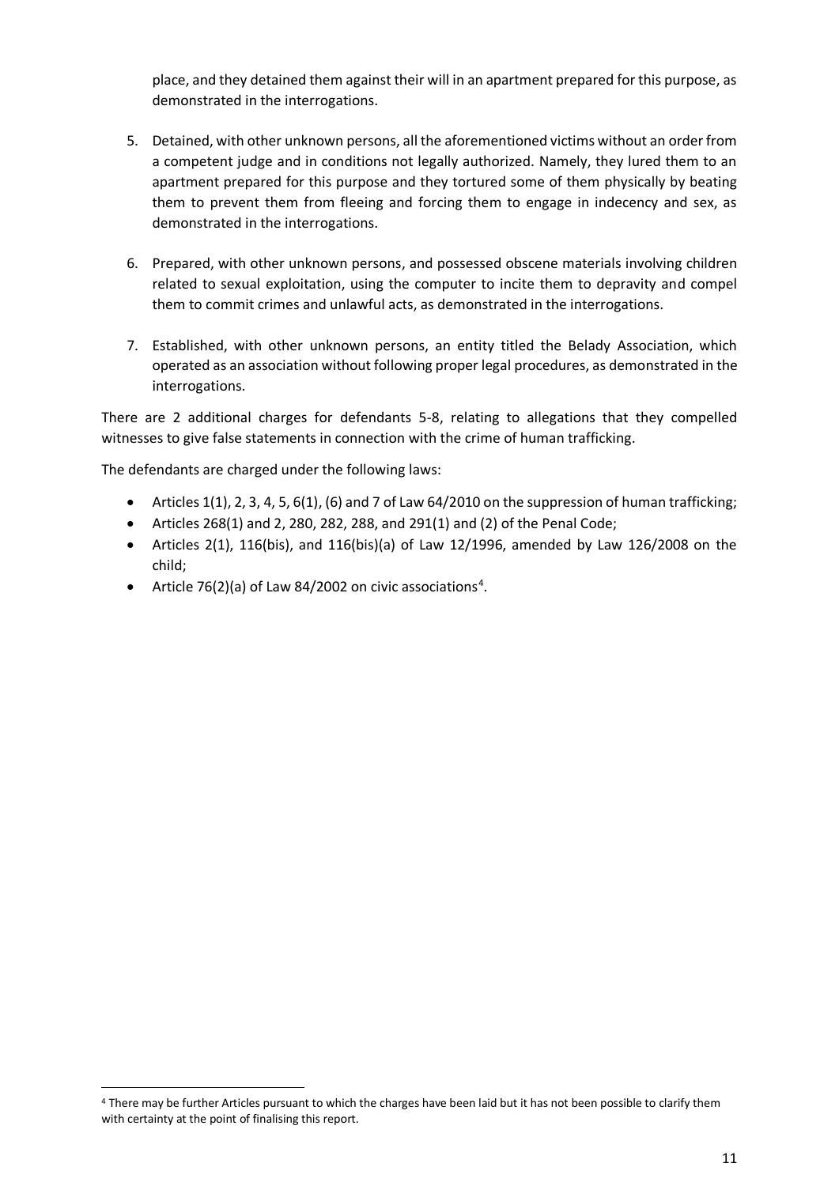place, and they detained them against their will in an apartment prepared for this purpose, as demonstrated in the interrogations.

5. Detained, with other unknown persons, all the aforementioned victims without an order from a competent judge and in conditions not legally authorized. Namely, they lured them to an apartment prepared for this purpose and they tortured some of them physically by beating them to prevent them from fleeing and forcing them to engage in indecency and sex, as demonstrated in the interrogations.

6. Prepared, with other unknown persons, and possessed obscene materials involving children related to sexual exploitation, using the computer to incite them to depravity and compel them to commit crimes and unlawful acts, as demonstrated in the interrogations.

7. Established, with other unknown persons, an entity titled the Belady Association, which operated as an association without following proper legal procedures, as demonstrated in the interrogations.

There are 2 additional charges for defendants 5-8, relating to allegations that they compelled witnesses to give false statements in connection with the crime of human trafficking.

The defendants are charged under the following laws:

- Articles 1(1), 2, 3, 4, 5, 6(1), (6) and 7 of Law 64/2010 on the suppression of human trafficking;
- Articles 268(1) and 2, 280, 282, 288, and 291(1) and (2) of the Penal Code;
- Articles 2(1), 116(bis), and 116(bis)(a) of Law 12/1996, amended by Law 126/2008 on the child;
- Article 76(2)(a) of Law 84/2002 on civic associations[4].

[4] There may be further Articles pursuant to which the charges have been laid but it has not been possible to clarify them with certainty at the point of finalising this report.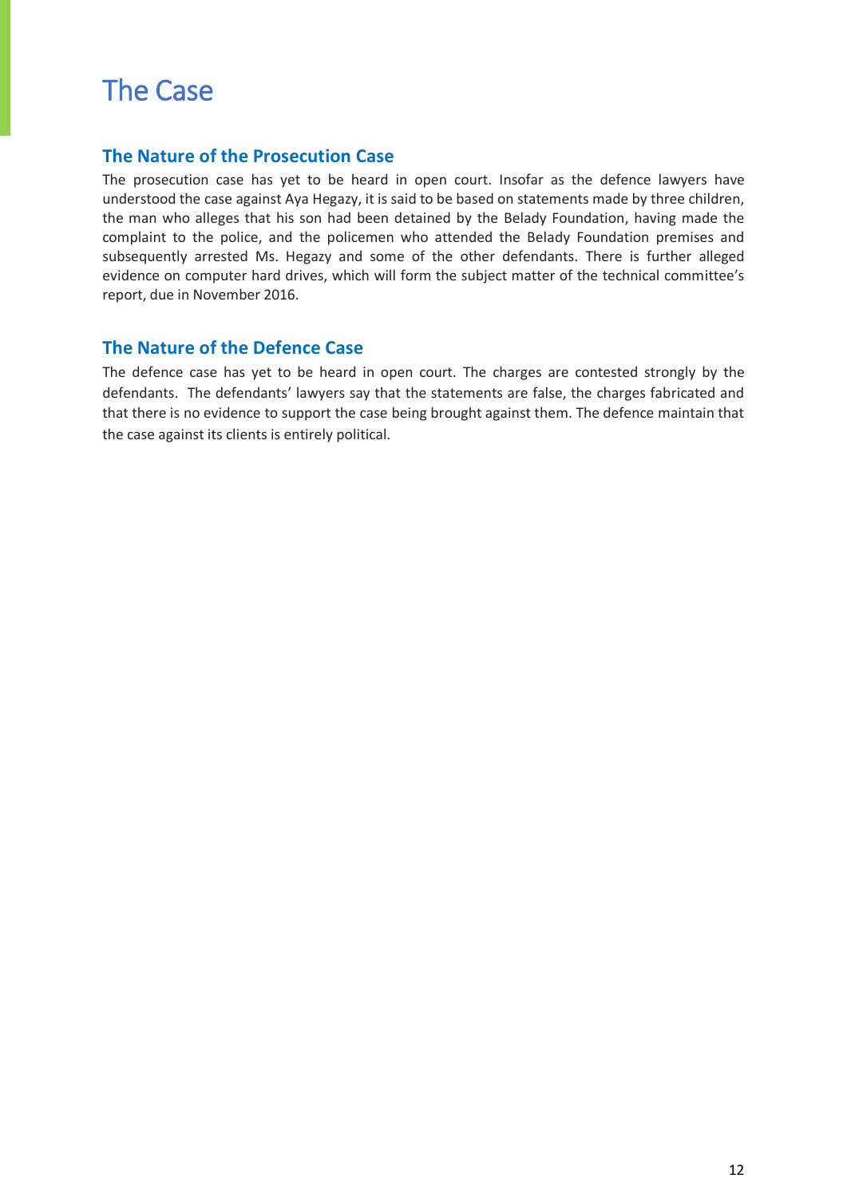# The Case

## The Nature of the Prosecution Case

The prosecution case has yet to be heard in open court. Insofar as the defence lawyers have understood the case against Aya Hegazy, it is said to be based on statements made by three children, the man who alleges that his son had been detained by the Belady Foundation, having made the complaint to the police, and the policemen who attended the Belady Foundation premises and subsequently arrested Ms. Hegazy and some of the other defendants. There is further alleged evidence on computer hard drives, which will form the subject matter of the technical committee's report, due in November 2016.

## The Nature of the Defence Case

The defence case has yet to be heard in open court. The charges are contested strongly by the defendants. The defendants' lawyers say that the statements are false, the charges fabricated and that there is no evidence to support the case being brought against them. The defence maintain that the case against its clients is entirely political.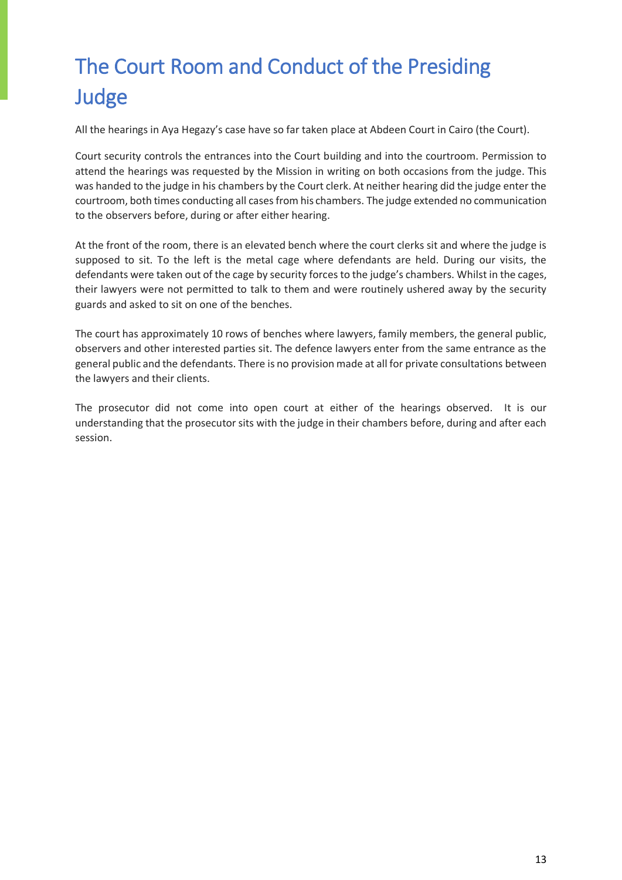# The Court Room and Conduct of the Presiding Judge

All the hearings in Aya Hegazy's case have so far taken place at Abdeen Court in Cairo (the Court).

Court security controls the entrances into the Court building and into the courtroom. Permission to attend the hearings was requested by the Mission in writing on both occasions from the judge. This was handed to the judge in his chambers by the Court clerk. At neither hearing did the judge enter the courtroom, both times conducting all cases from his chambers. The judge extended no communication to the observers before, during or after either hearing.

At the front of the room, there is an elevated bench where the court clerks sit and where the judge is supposed to sit. To the left is the metal cage where defendants are held. During our visits, the defendants were taken out of the cage by security forces to the judge's chambers. Whilst in the cages, their lawyers were not permitted to talk to them and were routinely ushered away by the security guards and asked to sit on one of the benches.

The court has approximately 10 rows of benches where lawyers, family members, the general public, observers and other interested parties sit. The defence lawyers enter from the same entrance as the general public and the defendants. There is no provision made at all for private consultations between the lawyers and their clients.

The prosecutor did not come into open court at either of the hearings observed. It is our understanding that the prosecutor sits with the judge in their chambers before, during and after each session.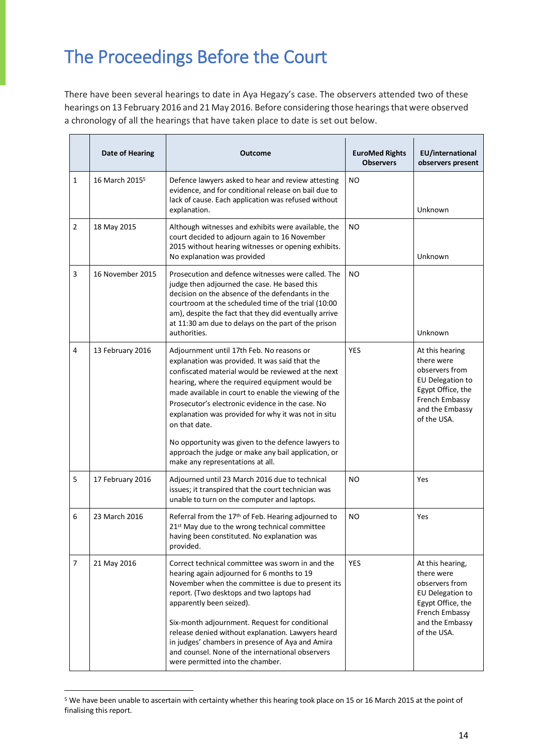# The Proceedings Before the Court

There have been several hearings to date in Aya Hegazy's case. The observers attended two of these hearings on 13 February 2016 and 21 May 2016. Before considering those hearings that were observed a chronology of all the hearings that have taken place to date is set out below.

| | Date of Hearing | Outcome | EuroMed Rights Observers | EU/international observers present |
|---|---|---|---|---|
| 1 | 16 March 2015[5] | Defence lawyers asked to hear and review attesting evidence, and for conditional release on bail due to lack of cause. Each application was refused without explanation. | NO | Unknown |
| 2 | 18 May 2015 | Although witnesses and exhibits were available, the court decided to adjourn again to 16 November 2015 without hearing witnesses or opening exhibits. No explanation was provided | NO | Unknown |
| 3 | 16 November 2015 | Prosecution and defence witnesses were called. The judge then adjourned the case. He based this decision on the absence of the defendants in the courtroom at the scheduled time of the trial (10:00 am), despite the fact that they did eventually arrive at 11:30 am due to delays on the part of the prison authorities. | NO | Unknown |
| 4 | 13 February 2016 | Adjournment until 17th Feb. No reasons or explanation was provided. It was said that the confiscated material would be reviewed at the next hearing, where the required equipment would be made available in court to enable the viewing of the Prosecutor's electronic evidence in the case. No explanation was provided for why it was not in situ on that date.<br><br>No opportunity was given to the defence lawyers to approach the judge or make any bail application, or make any representations at all. | YES | At this hearing there were observers from EU Delegation to Egypt Office, the French Embassy and the Embassy of the USA. |
| 5 | 17 February 2016 | Adjourned until 23 March 2016 due to technical issues; it transpired that the court technician was unable to turn on the computer and laptops. | NO | Yes |
| 6 | 23 March 2016 | Referral from the 17th of Feb. Hearing adjourned to 21st May due to the wrong technical committee having been constituted. No explanation was provided. | NO | Yes |
| 7 | 21 May 2016 | Correct technical committee was sworn in and the hearing again adjourned for 6 months to 19 November when the committee is due to present its report. (Two desktops and two laptops had apparently been seized).<br><br>Six-month adjournment. Request for conditional release denied without explanation. Lawyers heard in judges' chambers in presence of Aya and Amira and counsel. None of the international observers were permitted into the chamber. | YES | At this hearing, there were observers from EU Delegation to Egypt Office, the French Embassy and the Embassy of the USA. |

[5] We have been unable to ascertain with certainty whether this hearing took place on 15 or 16 March 2015 at the point of finalising this report.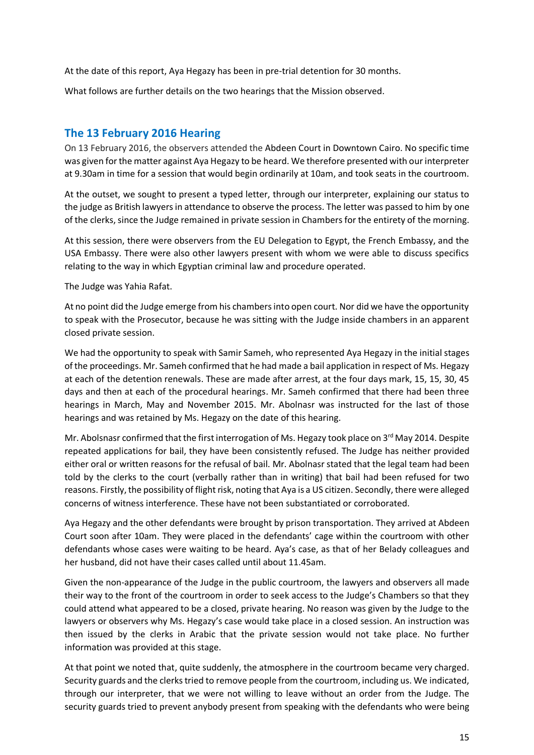At the date of this report, Aya Hegazy has been in pre-trial detention for 30 months.

What follows are further details on the two hearings that the Mission observed.

## The 13 February 2016 Hearing

On 13 February 2016, the observers attended the Abdeen Court in Downtown Cairo. No specific time was given for the matter against Aya Hegazy to be heard. We therefore presented with our interpreter at 9.30am in time for a session that would begin ordinarily at 10am, and took seats in the courtroom.

At the outset, we sought to present a typed letter, through our interpreter, explaining our status to the judge as British lawyers in attendance to observe the process. The letter was passed to him by one of the clerks, since the Judge remained in private session in Chambers for the entirety of the morning.

At this session, there were observers from the EU Delegation to Egypt, the French Embassy, and the USA Embassy. There were also other lawyers present with whom we were able to discuss specifics relating to the way in which Egyptian criminal law and procedure operated.

The Judge was Yahia Rafat.

At no point did the Judge emerge from his chambers into open court. Nor did we have the opportunity to speak with the Prosecutor, because he was sitting with the Judge inside chambers in an apparent closed private session.

We had the opportunity to speak with Samir Sameh, who represented Aya Hegazy in the initial stages of the proceedings. Mr. Sameh confirmed that he had made a bail application in respect of Ms. Hegazy at each of the detention renewals. These are made after arrest, at the four days mark, 15, 15, 30, 45 days and then at each of the procedural hearings. Mr. Sameh confirmed that there had been three hearings in March, May and November 2015. Mr. Abolnasr was instructed for the last of those hearings and was retained by Ms. Hegazy on the date of this hearing.

Mr. Abolsnasr confirmed that the first interrogation of Ms. Hegazy took place on 3rd May 2014. Despite repeated applications for bail, they have been consistently refused. The Judge has neither provided either oral or written reasons for the refusal of bail. Mr. Abolnasr stated that the legal team had been told by the clerks to the court (verbally rather than in writing) that bail had been refused for two reasons. Firstly, the possibility of flight risk, noting that Aya is a US citizen. Secondly, there were alleged concerns of witness interference. These have not been substantiated or corroborated.

Aya Hegazy and the other defendants were brought by prison transportation. They arrived at Abdeen Court soon after 10am. They were placed in the defendants' cage within the courtroom with other defendants whose cases were waiting to be heard. Aya's case, as that of her Belady colleagues and her husband, did not have their cases called until about 11.45am.

Given the non-appearance of the Judge in the public courtroom, the lawyers and observers all made their way to the front of the courtroom in order to seek access to the Judge's Chambers so that they could attend what appeared to be a closed, private hearing. No reason was given by the Judge to the lawyers or observers why Ms. Hegazy's case would take place in a closed session. An instruction was then issued by the clerks in Arabic that the private session would not take place. No further information was provided at this stage.

At that point we noted that, quite suddenly, the atmosphere in the courtroom became very charged. Security guards and the clerks tried to remove people from the courtroom, including us. We indicated, through our interpreter, that we were not willing to leave without an order from the Judge. The security guards tried to prevent anybody present from speaking with the defendants who were being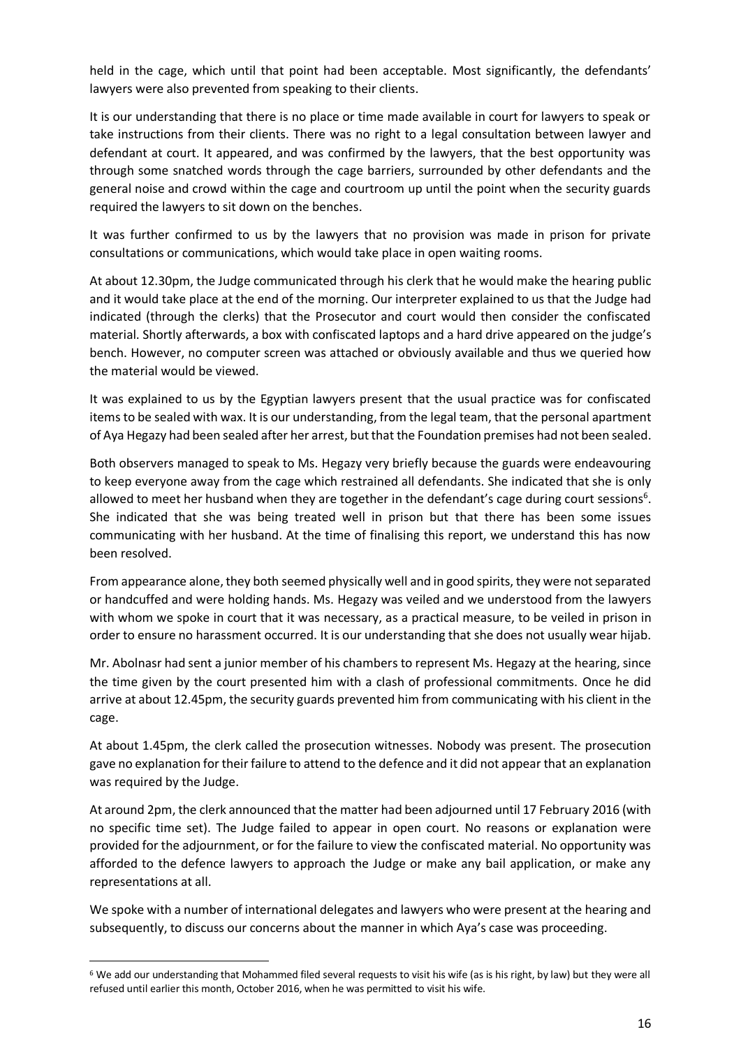held in the cage, which until that point had been acceptable. Most significantly, the defendants' lawyers were also prevented from speaking to their clients.

It is our understanding that there is no place or time made available in court for lawyers to speak or take instructions from their clients. There was no right to a legal consultation between lawyer and defendant at court. It appeared, and was confirmed by the lawyers, that the best opportunity was through some snatched words through the cage barriers, surrounded by other defendants and the general noise and crowd within the cage and courtroom up until the point when the security guards required the lawyers to sit down on the benches.

It was further confirmed to us by the lawyers that no provision was made in prison for private consultations or communications, which would take place in open waiting rooms.

At about 12.30pm, the Judge communicated through his clerk that he would make the hearing public and it would take place at the end of the morning. Our interpreter explained to us that the Judge had indicated (through the clerks) that the Prosecutor and court would then consider the confiscated material. Shortly afterwards, a box with confiscated laptops and a hard drive appeared on the judge's bench. However, no computer screen was attached or obviously available and thus we queried how the material would be viewed.

It was explained to us by the Egyptian lawyers present that the usual practice was for confiscated items to be sealed with wax. It is our understanding, from the legal team, that the personal apartment of Aya Hegazy had been sealed after her arrest, but that the Foundation premises had not been sealed.

Both observers managed to speak to Ms. Hegazy very briefly because the guards were endeavouring to keep everyone away from the cage which restrained all defendants. She indicated that she is only allowed to meet her husband when they are together in the defendant's cage during court sessions[6]. She indicated that she was being treated well in prison but that there has been some issues communicating with her husband. At the time of finalising this report, we understand this has now been resolved.

From appearance alone, they both seemed physically well and in good spirits, they were not separated or handcuffed and were holding hands. Ms. Hegazy was veiled and we understood from the lawyers with whom we spoke in court that it was necessary, as a practical measure, to be veiled in prison in order to ensure no harassment occurred. It is our understanding that she does not usually wear hijab.

Mr. Abolnasr had sent a junior member of his chambers to represent Ms. Hegazy at the hearing, since the time given by the court presented him with a clash of professional commitments. Once he did arrive at about 12.45pm, the security guards prevented him from communicating with his client in the cage.

At about 1.45pm, the clerk called the prosecution witnesses. Nobody was present. The prosecution gave no explanation for their failure to attend to the defence and it did not appear that an explanation was required by the Judge.

At around 2pm, the clerk announced that the matter had been adjourned until 17 February 2016 (with no specific time set). The Judge failed to appear in open court. No reasons or explanation were provided for the adjournment, or for the failure to view the confiscated material. No opportunity was afforded to the defence lawyers to approach the Judge or make any bail application, or make any representations at all.

We spoke with a number of international delegates and lawyers who were present at the hearing and subsequently, to discuss our concerns about the manner in which Aya's case was proceeding.

---

[6] We add our understanding that Mohammed filed several requests to visit his wife (as is his right, by law) but they were all refused until earlier this month, October 2016, when he was permitted to visit his wife.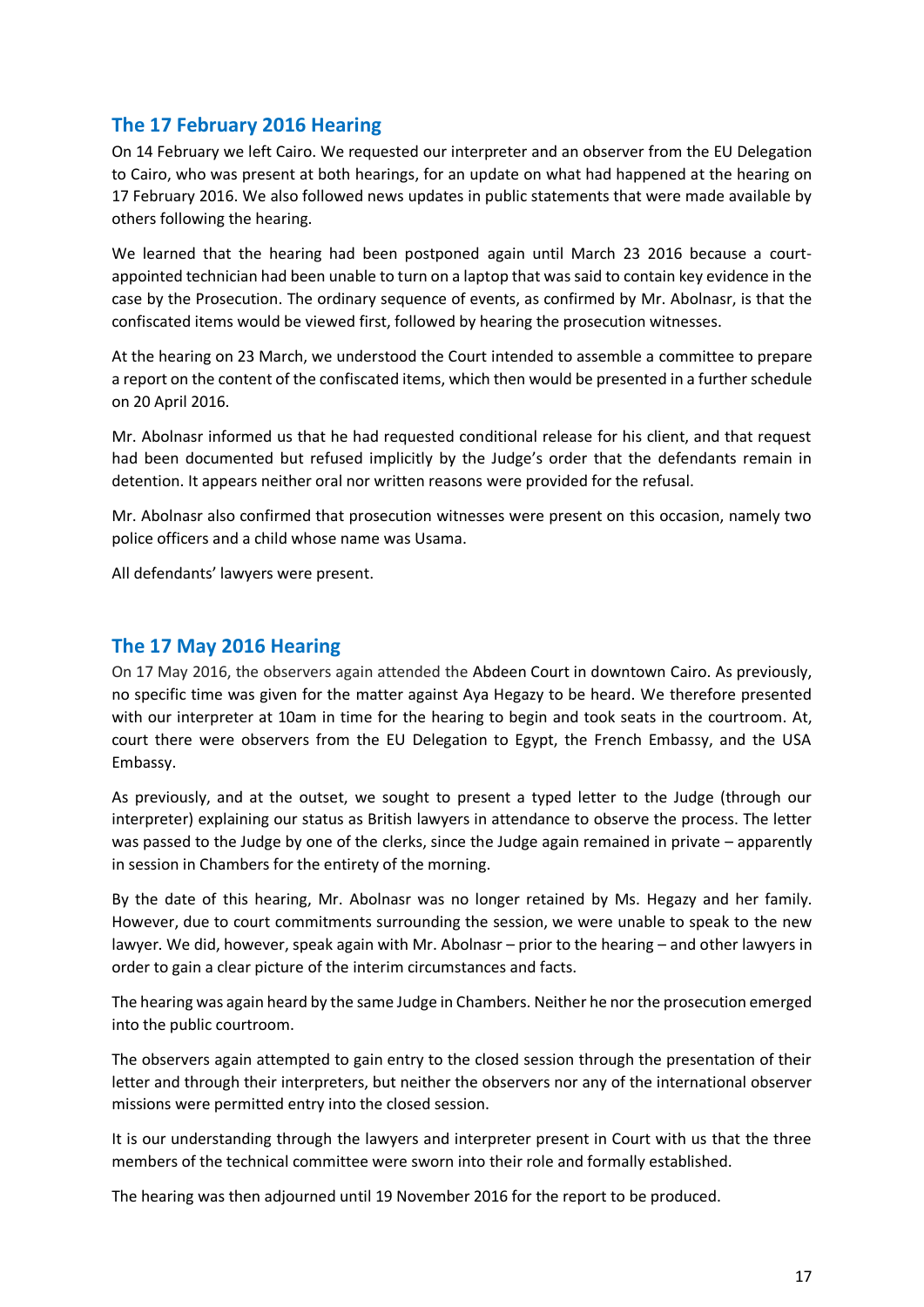## The 17 February 2016 Hearing

On 14 February we left Cairo. We requested our interpreter and an observer from the EU Delegation to Cairo, who was present at both hearings, for an update on what had happened at the hearing on 17 February 2016. We also followed news updates in public statements that were made available by others following the hearing.

We learned that the hearing had been postponed again until March 23 2016 because a court-appointed technician had been unable to turn on a laptop that was said to contain key evidence in the case by the Prosecution. The ordinary sequence of events, as confirmed by Mr. Abolnasr, is that the confiscated items would be viewed first, followed by hearing the prosecution witnesses.

At the hearing on 23 March, we understood the Court intended to assemble a committee to prepare a report on the content of the confiscated items, which then would be presented in a further schedule on 20 April 2016.

Mr. Abolnasr informed us that he had requested conditional release for his client, and that request had been documented but refused implicitly by the Judge's order that the defendants remain in detention. It appears neither oral nor written reasons were provided for the refusal.

Mr. Abolnasr also confirmed that prosecution witnesses were present on this occasion, namely two police officers and a child whose name was Usama.

All defendants' lawyers were present.

## The 17 May 2016 Hearing

On 17 May 2016, the observers again attended the Abdeen Court in downtown Cairo. As previously, no specific time was given for the matter against Aya Hegazy to be heard. We therefore presented with our interpreter at 10am in time for the hearing to begin and took seats in the courtroom. At, court there were observers from the EU Delegation to Egypt, the French Embassy, and the USA Embassy.

As previously, and at the outset, we sought to present a typed letter to the Judge (through our interpreter) explaining our status as British lawyers in attendance to observe the process. The letter was passed to the Judge by one of the clerks, since the Judge again remained in private – apparently in session in Chambers for the entirety of the morning.

By the date of this hearing, Mr. Abolnasr was no longer retained by Ms. Hegazy and her family. However, due to court commitments surrounding the session, we were unable to speak to the new lawyer. We did, however, speak again with Mr. Abolnasr – prior to the hearing – and other lawyers in order to gain a clear picture of the interim circumstances and facts.

The hearing was again heard by the same Judge in Chambers. Neither he nor the prosecution emerged into the public courtroom.

The observers again attempted to gain entry to the closed session through the presentation of their letter and through their interpreters, but neither the observers nor any of the international observer missions were permitted entry into the closed session.

It is our understanding through the lawyers and interpreter present in Court with us that the three members of the technical committee were sworn into their role and formally established.

The hearing was then adjourned until 19 November 2016 for the report to be produced.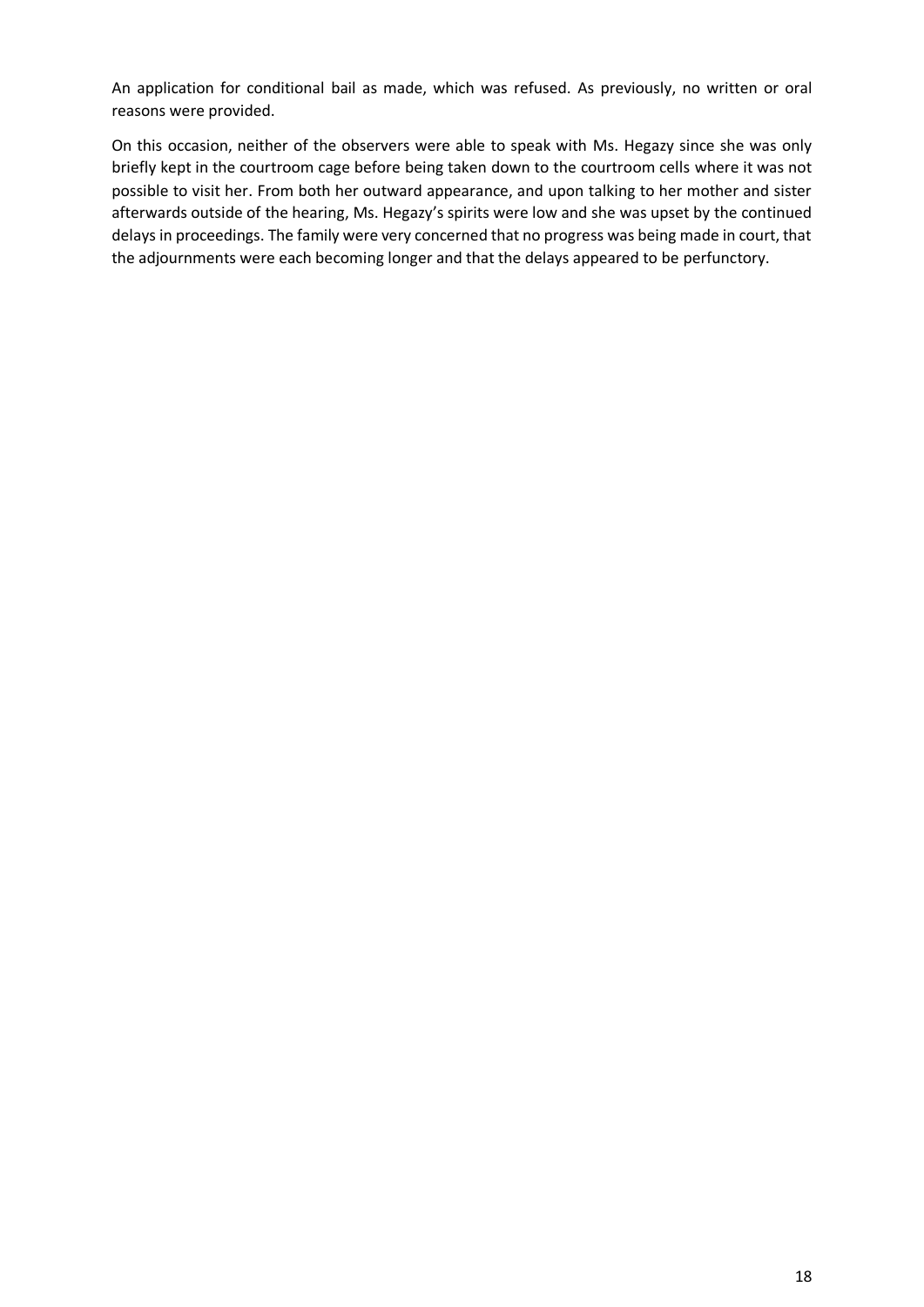An application for conditional bail as made, which was refused. As previously, no written or oral reasons were provided.

On this occasion, neither of the observers were able to speak with Ms. Hegazy since she was only briefly kept in the courtroom cage before being taken down to the courtroom cells where it was not possible to visit her. From both her outward appearance, and upon talking to her mother and sister afterwards outside of the hearing, Ms. Hegazy's spirits were low and she was upset by the continued delays in proceedings. The family were very concerned that no progress was being made in court, that the adjournments were each becoming longer and that the delays appeared to be perfunctory.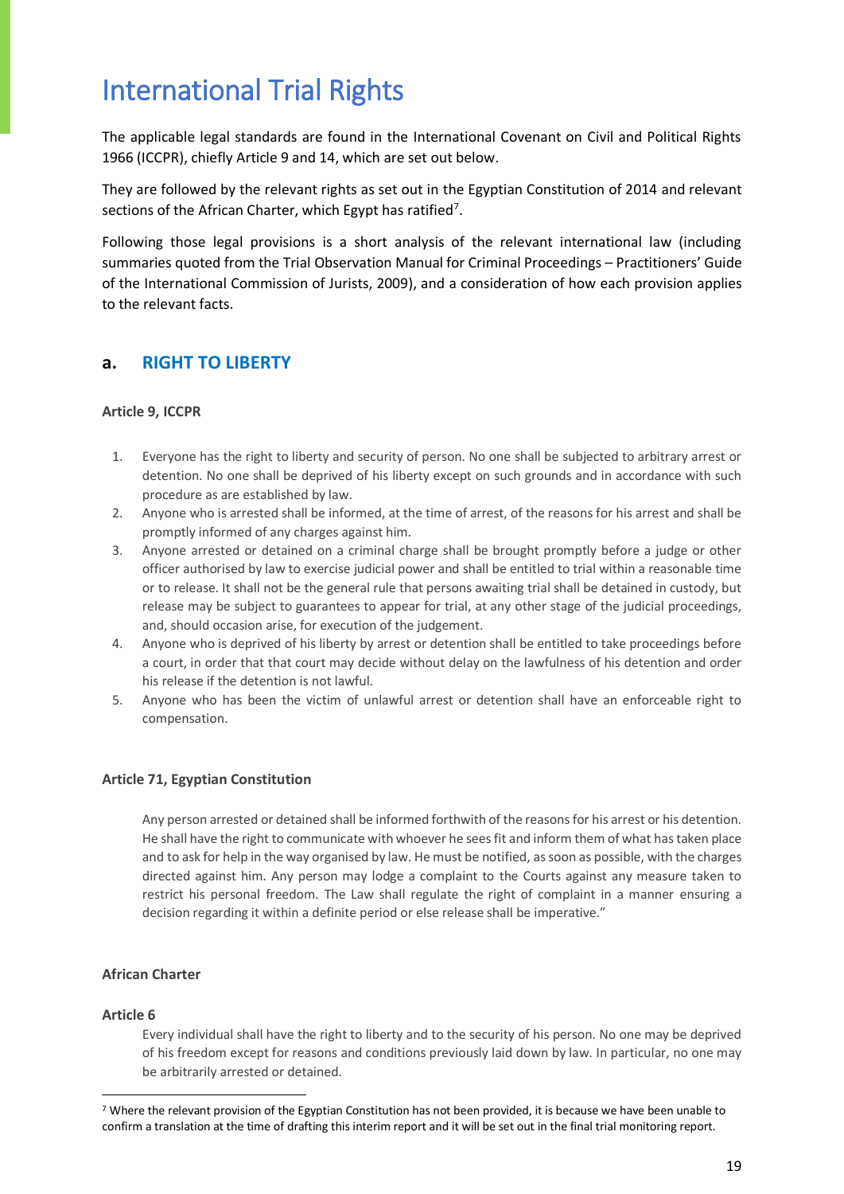# International Trial Rights

The applicable legal standards are found in the International Covenant on Civil and Political Rights 1966 (ICCPR), chiefly Article 9 and 14, which are set out below.

They are followed by the relevant rights as set out in the Egyptian Constitution of 2014 and relevant sections of the African Charter, which Egypt has ratified[7].

Following those legal provisions is a short analysis of the relevant international law (including summaries quoted from the Trial Observation Manual for Criminal Proceedings – Practitioners' Guide of the International Commission of Jurists, 2009), and a consideration of how each provision applies to the relevant facts.

## a. RIGHT TO LIBERTY

**Article 9, ICCPR**

1. Everyone has the right to liberty and security of person. No one shall be subjected to arbitrary arrest or detention. No one shall be deprived of his liberty except on such grounds and in accordance with such procedure as are established by law.
2. Anyone who is arrested shall be informed, at the time of arrest, of the reasons for his arrest and shall be promptly informed of any charges against him.
3. Anyone arrested or detained on a criminal charge shall be brought promptly before a judge or other officer authorised by law to exercise judicial power and shall be entitled to trial within a reasonable time or to release. It shall not be the general rule that persons awaiting trial shall be detained in custody, but release may be subject to guarantees to appear for trial, at any other stage of the judicial proceedings, and, should occasion arise, for execution of the judgement.
4. Anyone who is deprived of his liberty by arrest or detention shall be entitled to take proceedings before a court, in order that that court may decide without delay on the lawfulness of his detention and order his release if the detention is not lawful.
5. Anyone who has been the victim of unlawful arrest or detention shall have an enforceable right to compensation.

**Article 71, Egyptian Constitution**

> Any person arrested or detained shall be informed forthwith of the reasons for his arrest or his detention. He shall have the right to communicate with whoever he sees fit and inform them of what has taken place and to ask for help in the way organised by law. He must be notified, as soon as possible, with the charges directed against him. Any person may lodge a complaint to the Courts against any measure taken to restrict his personal freedom. The Law shall regulate the right of complaint in a manner ensuring a decision regarding it within a definite period or else release shall be imperative."

**African Charter**

**Article 6**

> Every individual shall have the right to liberty and to the security of his person. No one may be deprived of his freedom except for reasons and conditions previously laid down by law. In particular, no one may be arbitrarily arrested or detained.

[7] Where the relevant provision of the Egyptian Constitution has not been provided, it is because we have been unable to confirm a translation at the time of drafting this interim report and it will be set out in the final trial monitoring report.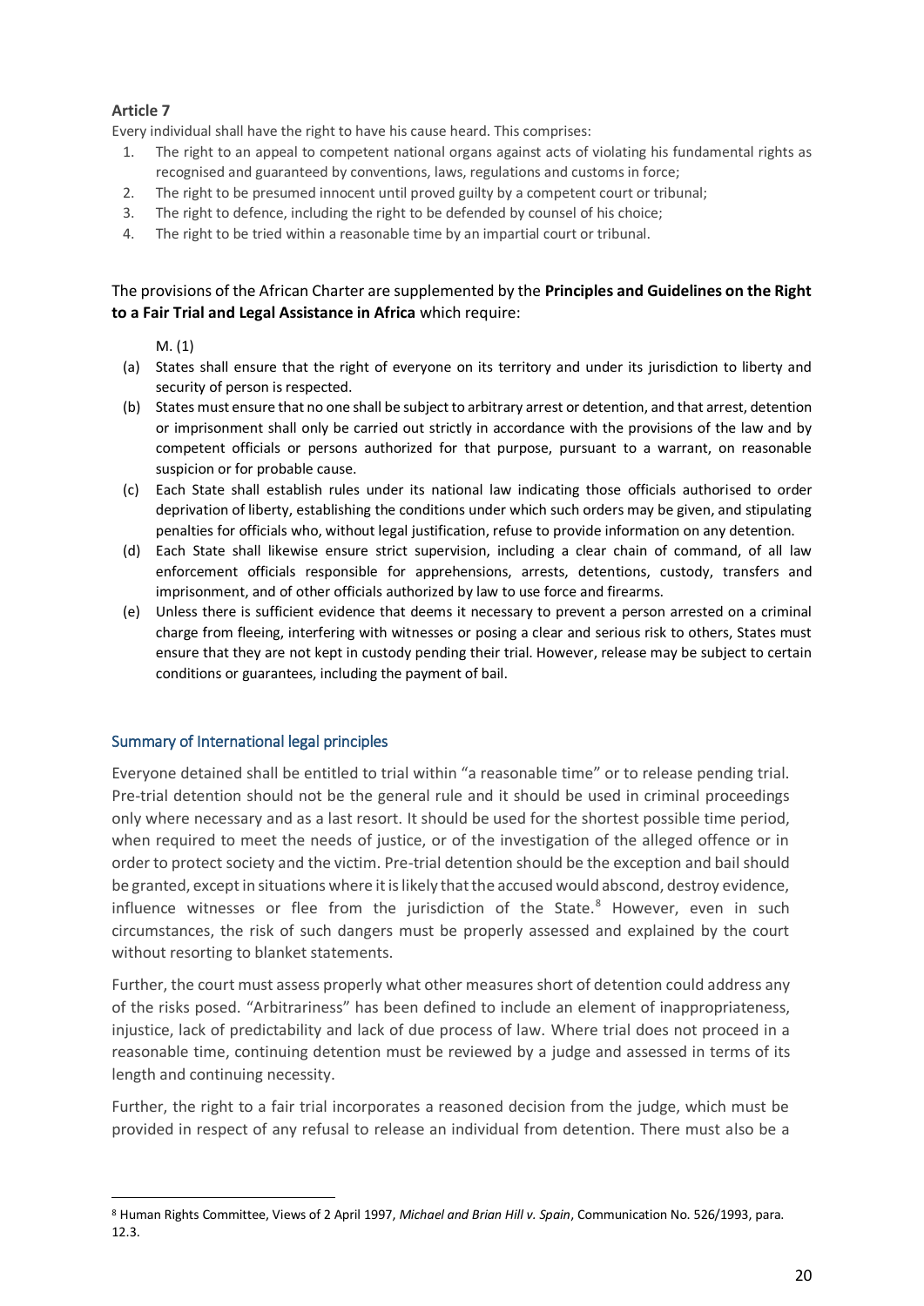**Article 7**

Every individual shall have the right to have his cause heard. This comprises:

1. The right to an appeal to competent national organs against acts of violating his fundamental rights as recognised and guaranteed by conventions, laws, regulations and customs in force;
2. The right to be presumed innocent until proved guilty by a competent court or tribunal;
3. The right to defence, including the right to be defended by counsel of his choice;
4. The right to be tried within a reasonable time by an impartial court or tribunal.

The provisions of the African Charter are supplemented by the **Principles and Guidelines on the Right to a Fair Trial and Legal Assistance in Africa** which require:

M. (1)

(a) States shall ensure that the right of everyone on its territory and under its jurisdiction to liberty and security of person is respected.

(b) States must ensure that no one shall be subject to arbitrary arrest or detention, and that arrest, detention or imprisonment shall only be carried out strictly in accordance with the provisions of the law and by competent officials or persons authorized for that purpose, pursuant to a warrant, on reasonable suspicion or for probable cause.

(c) Each State shall establish rules under its national law indicating those officials authorised to order deprivation of liberty, establishing the conditions under which such orders may be given, and stipulating penalties for officials who, without legal justification, refuse to provide information on any detention.

(d) Each State shall likewise ensure strict supervision, including a clear chain of command, of all law enforcement officials responsible for apprehensions, arrests, detentions, custody, transfers and imprisonment, and of other officials authorized by law to use force and firearms.

(e) Unless there is sufficient evidence that deems it necessary to prevent a person arrested on a criminal charge from fleeing, interfering with witnesses or posing a clear and serious risk to others, States must ensure that they are not kept in custody pending their trial. However, release may be subject to certain conditions or guarantees, including the payment of bail.

## Summary of International legal principles

Everyone detained shall be entitled to trial within "a reasonable time" or to release pending trial. Pre-trial detention should not be the general rule and it should be used in criminal proceedings only where necessary and as a last resort. It should be used for the shortest possible time period, when required to meet the needs of justice, or of the investigation of the alleged offence or in order to protect society and the victim. Pre-trial detention should be the exception and bail should be granted, except in situations where it is likely that the accused would abscond, destroy evidence, influence witnesses or flee from the jurisdiction of the State.[8] However, even in such circumstances, the risk of such dangers must be properly assessed and explained by the court without resorting to blanket statements.

Further, the court must assess properly what other measures short of detention could address any of the risks posed. "Arbitrariness" has been defined to include an element of inappropriateness, injustice, lack of predictability and lack of due process of law. Where trial does not proceed in a reasonable time, continuing detention must be reviewed by a judge and assessed in terms of its length and continuing necessity.

Further, the right to a fair trial incorporates a reasoned decision from the judge, which must be provided in respect of any refusal to release an individual from detention. There must also be a

[8] Human Rights Committee, Views of 2 April 1997, *Michael and Brian Hill v. Spain*, Communication No. 526/1993, para. 12.3.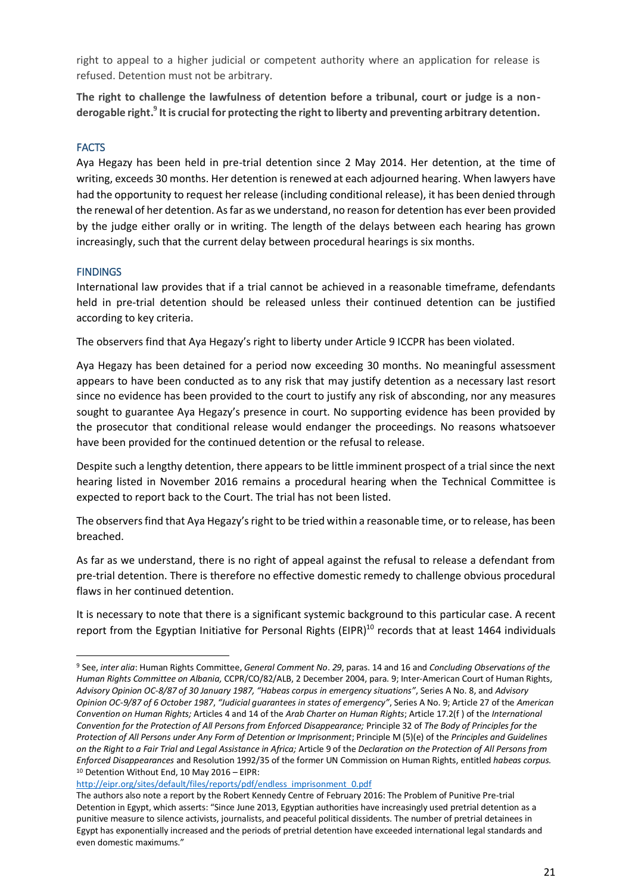right to appeal to a higher judicial or competent authority where an application for release is refused. Detention must not be arbitrary.

**The right to challenge the lawfulness of detention before a tribunal, court or judge is a non-derogable right.[9] It is crucial for protecting the right to liberty and preventing arbitrary detention.**

## FACTS

Aya Hegazy has been held in pre-trial detention since 2 May 2014. Her detention, at the time of writing, exceeds 30 months. Her detention is renewed at each adjourned hearing. When lawyers have had the opportunity to request her release (including conditional release), it has been denied through the renewal of her detention. As far as we understand, no reason for detention has ever been provided by the judge either orally or in writing. The length of the delays between each hearing has grown increasingly, such that the current delay between procedural hearings is six months.

## FINDINGS

International law provides that if a trial cannot be achieved in a reasonable timeframe, defendants held in pre-trial detention should be released unless their continued detention can be justified according to key criteria.

The observers find that Aya Hegazy's right to liberty under Article 9 ICCPR has been violated.

Aya Hegazy has been detained for a period now exceeding 30 months. No meaningful assessment appears to have been conducted as to any risk that may justify detention as a necessary last resort since no evidence has been provided to the court to justify any risk of absconding, nor any measures sought to guarantee Aya Hegazy's presence in court. No supporting evidence has been provided by the prosecutor that conditional release would endanger the proceedings. No reasons whatsoever have been provided for the continued detention or the refusal to release.

Despite such a lengthy detention, there appears to be little imminent prospect of a trial since the next hearing listed in November 2016 remains a procedural hearing when the Technical Committee is expected to report back to the Court. The trial has not been listed.

The observers find that Aya Hegazy's right to be tried within a reasonable time, or to release, has been breached.

As far as we understand, there is no right of appeal against the refusal to release a defendant from pre-trial detention. There is therefore no effective domestic remedy to challenge obvious procedural flaws in her continued detention.

It is necessary to note that there is a significant systemic background to this particular case. A recent report from the Egyptian Initiative for Personal Rights (EIPR)[10] records that at least 1464 individuals

---

[9] See, *inter alia*: Human Rights Committee, *General Comment No*. *29*, paras. 14 and 16 and *Concluding Observations of the Human Rights Committee on Albania,* CCPR/CO/82/ALB, 2 December 2004, para. 9; Inter-American Court of Human Rights, *Advisory Opinion OC-8/87 of 30 January 1987, "Habeas corpus in emergency situations"*, Series A No. 8, and *Advisory Opinion OC-9/87 of 6 October 1987*, *"Judicial guarantees in states of emergency"*, Series A No. 9; Article 27 of the *American Convention on Human Rights;* Articles 4 and 14 of the *Arab Charter on Human Rights*; Article 17.2(f ) of the *International Convention for the Protection of All Persons from Enforced Disappearance;* Principle 32 of *The Body of Principles for the Protection of All Persons under Any Form of Detention or Imprisonment*; Principle M (5)(e) of the *Principles and Guidelines on the Right to a Fair Trial and Legal Assistance in Africa;* Article 9 of the *Declaration on the Protection of All Persons from Enforced Disappearances* and Resolution 1992/35 of the former UN Commission on Human Rights, entitled *habeas corpus.*

[10] Detention Without End, 10 May 2016 – EIPR:
http://eipr.org/sites/default/files/reports/pdf/endless_imprisonment_0.pdf
The authors also note a report by the Robert Kennedy Centre of February 2016: The Problem of Punitive Pre-trial Detention in Egypt, which asserts: "Since June 2013, Egyptian authorities have increasingly used pretrial detention as a punitive measure to silence activists, journalists, and peaceful political dissidents. The number of pretrial detainees in Egypt has exponentially increased and the periods of pretrial detention have exceeded international legal standards and even domestic maximums."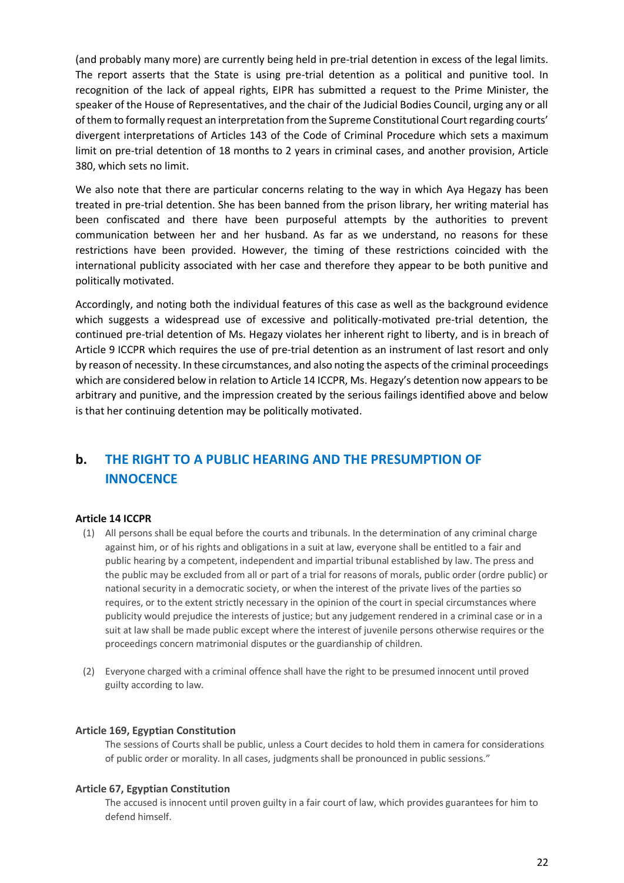(and probably many more) are currently being held in pre-trial detention in excess of the legal limits. The report asserts that the State is using pre-trial detention as a political and punitive tool. In recognition of the lack of appeal rights, EIPR has submitted a request to the Prime Minister, the speaker of the House of Representatives, and the chair of the Judicial Bodies Council, urging any or all of them to formally request an interpretation from the Supreme Constitutional Court regarding courts' divergent interpretations of Articles 143 of the Code of Criminal Procedure which sets a maximum limit on pre-trial detention of 18 months to 2 years in criminal cases, and another provision, Article 380, which sets no limit.

We also note that there are particular concerns relating to the way in which Aya Hegazy has been treated in pre-trial detention. She has been banned from the prison library, her writing material has been confiscated and there have been purposeful attempts by the authorities to prevent communication between her and her husband. As far as we understand, no reasons for these restrictions have been provided. However, the timing of these restrictions coincided with the international publicity associated with her case and therefore they appear to be both punitive and politically motivated.

Accordingly, and noting both the individual features of this case as well as the background evidence which suggests a widespread use of excessive and politically-motivated pre-trial detention, the continued pre-trial detention of Ms. Hegazy violates her inherent right to liberty, and is in breach of Article 9 ICCPR which requires the use of pre-trial detention as an instrument of last resort and only by reason of necessity. In these circumstances, and also noting the aspects of the criminal proceedings which are considered below in relation to Article 14 ICCPR, Ms. Hegazy's detention now appears to be arbitrary and punitive, and the impression created by the serious failings identified above and below is that her continuing detention may be politically motivated.

## b. THE RIGHT TO A PUBLIC HEARING AND THE PRESUMPTION OF INNOCENCE

**Article 14 ICCPR**

(1) All persons shall be equal before the courts and tribunals. In the determination of any criminal charge against him, or of his rights and obligations in a suit at law, everyone shall be entitled to a fair and public hearing by a competent, independent and impartial tribunal established by law. The press and the public may be excluded from all or part of a trial for reasons of morals, public order (ordre public) or national security in a democratic society, or when the interest of the private lives of the parties so requires, or to the extent strictly necessary in the opinion of the court in special circumstances where publicity would prejudice the interests of justice; but any judgement rendered in a criminal case or in a suit at law shall be made public except where the interest of juvenile persons otherwise requires or the proceedings concern matrimonial disputes or the guardianship of children.

(2) Everyone charged with a criminal offence shall have the right to be presumed innocent until proved guilty according to law.

**Article 169, Egyptian Constitution**

The sessions of Courts shall be public, unless a Court decides to hold them in camera for considerations of public order or morality. In all cases, judgments shall be pronounced in public sessions."

**Article 67, Egyptian Constitution**

The accused is innocent until proven guilty in a fair court of law, which provides guarantees for him to defend himself.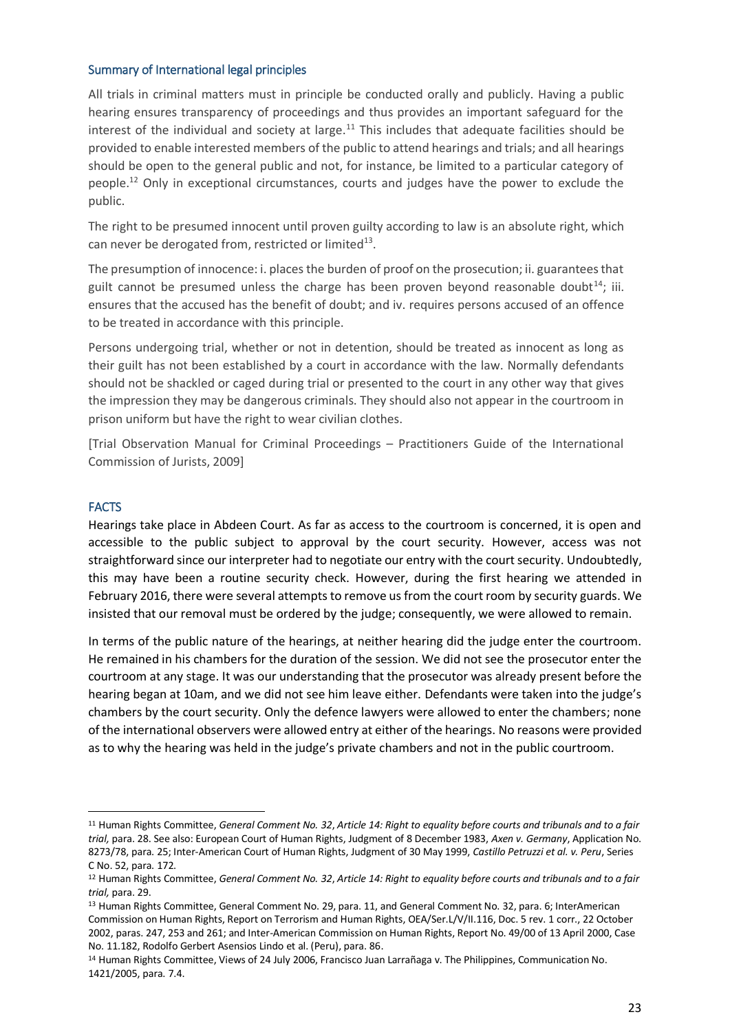### Summary of International legal principles

All trials in criminal matters must in principle be conducted orally and publicly. Having a public hearing ensures transparency of proceedings and thus provides an important safeguard for the interest of the individual and society at large.[11] This includes that adequate facilities should be provided to enable interested members of the public to attend hearings and trials; and all hearings should be open to the general public and not, for instance, be limited to a particular category of people.[12] Only in exceptional circumstances, courts and judges have the power to exclude the public.

The right to be presumed innocent until proven guilty according to law is an absolute right, which can never be derogated from, restricted or limited[13].

The presumption of innocence: i. places the burden of proof on the prosecution; ii. guarantees that guilt cannot be presumed unless the charge has been proven beyond reasonable doubt[14]; iii. ensures that the accused has the benefit of doubt; and iv. requires persons accused of an offence to be treated in accordance with this principle.

Persons undergoing trial, whether or not in detention, should be treated as innocent as long as their guilt has not been established by a court in accordance with the law. Normally defendants should not be shackled or caged during trial or presented to the court in any other way that gives the impression they may be dangerous criminals. They should also not appear in the courtroom in prison uniform but have the right to wear civilian clothes.

[Trial Observation Manual for Criminal Proceedings – Practitioners Guide of the International Commission of Jurists, 2009]

### FACTS

Hearings take place in Abdeen Court. As far as access to the courtroom is concerned, it is open and accessible to the public subject to approval by the court security. However, access was not straightforward since our interpreter had to negotiate our entry with the court security. Undoubtedly, this may have been a routine security check. However, during the first hearing we attended in February 2016, there were several attempts to remove us from the court room by security guards. We insisted that our removal must be ordered by the judge; consequently, we were allowed to remain.

In terms of the public nature of the hearings, at neither hearing did the judge enter the courtroom. He remained in his chambers for the duration of the session. We did not see the prosecutor enter the courtroom at any stage. It was our understanding that the prosecutor was already present before the hearing began at 10am, and we did not see him leave either. Defendants were taken into the judge's chambers by the court security. Only the defence lawyers were allowed to enter the chambers; none of the international observers were allowed entry at either of the hearings. No reasons were provided as to why the hearing was held in the judge's private chambers and not in the public courtroom.

---

[11] Human Rights Committee, *General Comment No. 32*, *Article 14: Right to equality before courts and tribunals and to a fair trial,* para. 28. See also: European Court of Human Rights, Judgment of 8 December 1983, *Axen v. Germany*, Application No. 8273/78, para. 25; Inter-American Court of Human Rights, Judgment of 30 May 1999, *Castillo Petruzzi et al. v. Peru*, Series C No. 52, para. 172.

[12] Human Rights Committee, *General Comment No. 32*, *Article 14: Right to equality before courts and tribunals and to a fair trial,* para. 29.

[13] Human Rights Committee, General Comment No. 29, para. 11, and General Comment No. 32, para. 6; InterAmerican Commission on Human Rights, Report on Terrorism and Human Rights, OEA/Ser.L/V/II.116, Doc. 5 rev. 1 corr., 22 October 2002, paras. 247, 253 and 261; and Inter-American Commission on Human Rights, Report No. 49/00 of 13 April 2000, Case No. 11.182, Rodolfo Gerbert Asensios Lindo et al. (Peru), para. 86.

[14] Human Rights Committee, Views of 24 July 2006, Francisco Juan Larrañaga v. The Philippines, Communication No. 1421/2005, para. 7.4.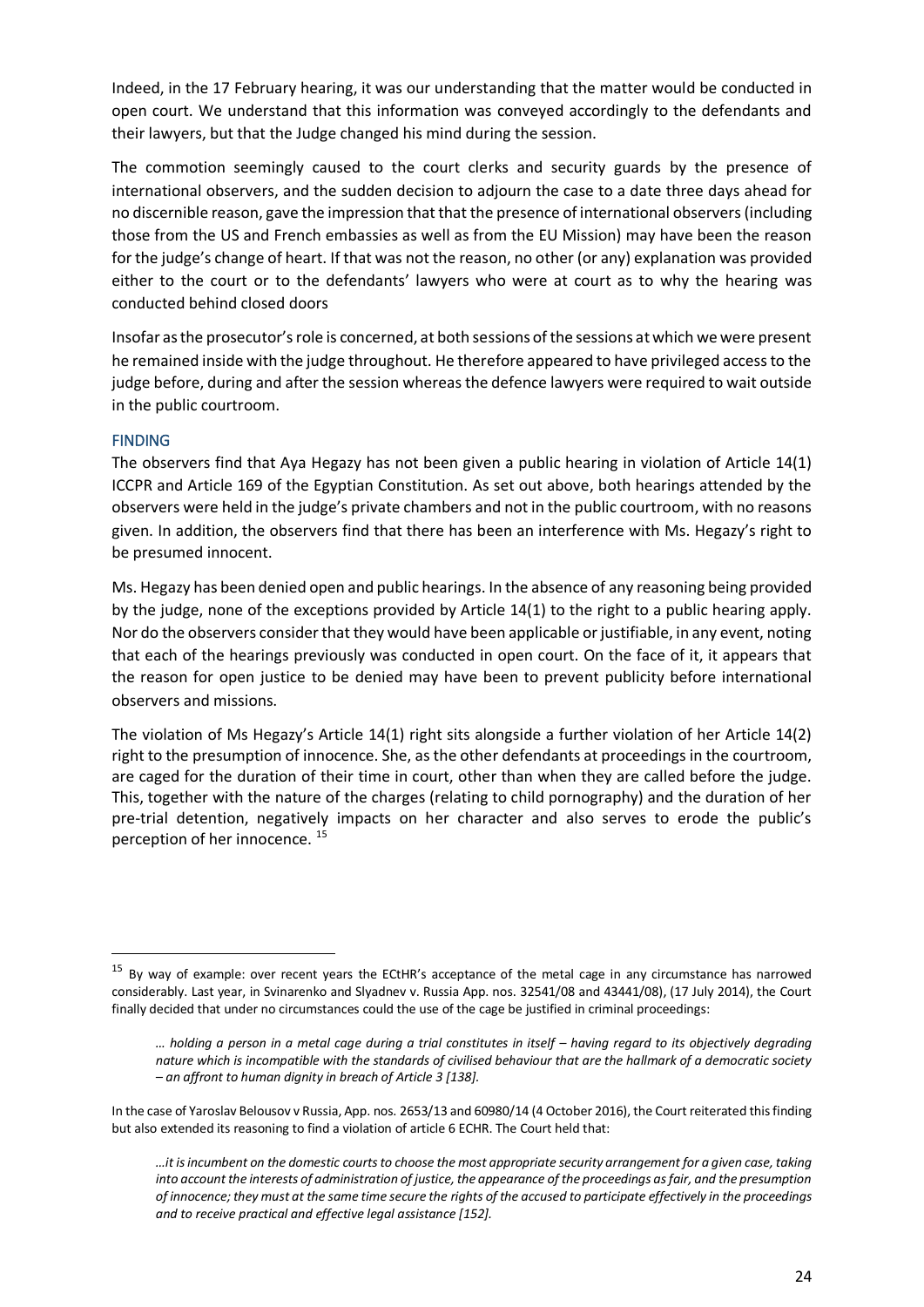Indeed, in the 17 February hearing, it was our understanding that the matter would be conducted in open court. We understand that this information was conveyed accordingly to the defendants and their lawyers, but that the Judge changed his mind during the session.

The commotion seemingly caused to the court clerks and security guards by the presence of international observers, and the sudden decision to adjourn the case to a date three days ahead for no discernible reason, gave the impression that that the presence of international observers (including those from the US and French embassies as well as from the EU Mission) may have been the reason for the judge's change of heart. If that was not the reason, no other (or any) explanation was provided either to the court or to the defendants' lawyers who were at court as to why the hearing was conducted behind closed doors

Insofar as the prosecutor's role is concerned, at both sessions of the sessions at which we were present he remained inside with the judge throughout. He therefore appeared to have privileged access to the judge before, during and after the session whereas the defence lawyers were required to wait outside in the public courtroom.

## FINDING

The observers find that Aya Hegazy has not been given a public hearing in violation of Article 14(1) ICCPR and Article 169 of the Egyptian Constitution. As set out above, both hearings attended by the observers were held in the judge's private chambers and not in the public courtroom, with no reasons given. In addition, the observers find that there has been an interference with Ms. Hegazy's right to be presumed innocent.

Ms. Hegazy has been denied open and public hearings. In the absence of any reasoning being provided by the judge, none of the exceptions provided by Article 14(1) to the right to a public hearing apply. Nor do the observers consider that they would have been applicable or justifiable, in any event, noting that each of the hearings previously was conducted in open court. On the face of it, it appears that the reason for open justice to be denied may have been to prevent publicity before international observers and missions.

The violation of Ms Hegazy's Article 14(1) right sits alongside a further violation of her Article 14(2) right to the presumption of innocence. She, as the other defendants at proceedings in the courtroom, are caged for the duration of their time in court, other than when they are called before the judge. This, together with the nature of the charges (relating to child pornography) and the duration of her pre-trial detention, negatively impacts on her character and also serves to erode the public's perception of her innocence. [15]

---

[15] By way of example: over recent years the ECtHR's acceptance of the metal cage in any circumstance has narrowed considerably. Last year, in Svinarenko and Slyadnev v. Russia App. nos. 32541/08 and 43441/08), (17 July 2014), the Court finally decided that under no circumstances could the use of the cage be justified in criminal proceedings:

> *… holding a person in a metal cage during a trial constitutes in itself – having regard to its objectively degrading nature which is incompatible with the standards of civilised behaviour that are the hallmark of a democratic society – an affront to human dignity in breach of Article 3 [138].*

In the case of Yaroslav Belousov v Russia, App. nos. 2653/13 and 60980/14 (4 October 2016), the Court reiterated this finding but also extended its reasoning to find a violation of article 6 ECHR. The Court held that:

> *…it is incumbent on the domestic courts to choose the most appropriate security arrangement for a given case, taking into account the interests of administration of justice, the appearance of the proceedings as fair, and the presumption of innocence; they must at the same time secure the rights of the accused to participate effectively in the proceedings and to receive practical and effective legal assistance [152].*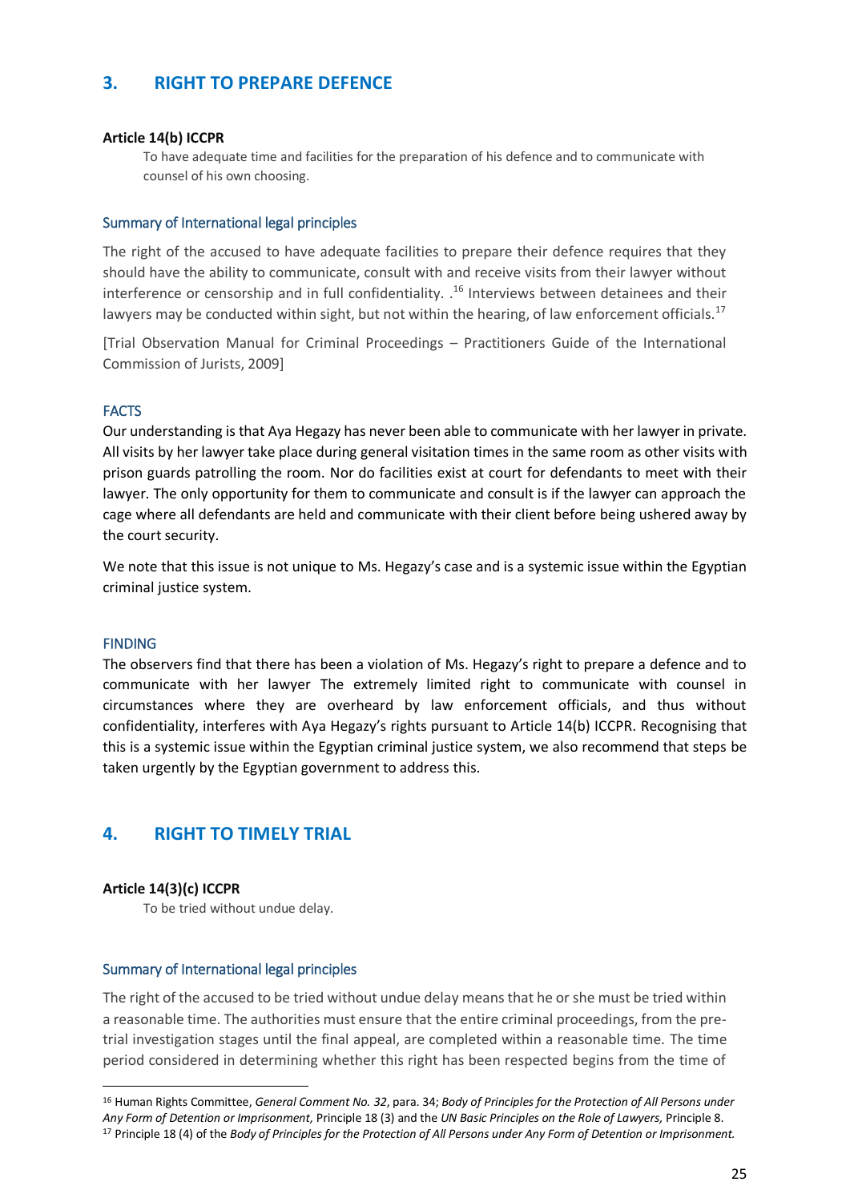## 3. RIGHT TO PREPARE DEFENCE

**Article 14(b) ICCPR**

> To have adequate time and facilities for the preparation of his defence and to communicate with counsel of his own choosing.

### Summary of International legal principles

The right of the accused to have adequate facilities to prepare their defence requires that they should have the ability to communicate, consult with and receive visits from their lawyer without interference or censorship and in full confidentiality. .[16] Interviews between detainees and their lawyers may be conducted within sight, but not within the hearing, of law enforcement officials.[17]

[Trial Observation Manual for Criminal Proceedings – Practitioners Guide of the International Commission of Jurists, 2009]

### FACTS

Our understanding is that Aya Hegazy has never been able to communicate with her lawyer in private. All visits by her lawyer take place during general visitation times in the same room as other visits with prison guards patrolling the room. Nor do facilities exist at court for defendants to meet with their lawyer. The only opportunity for them to communicate and consult is if the lawyer can approach the cage where all defendants are held and communicate with their client before being ushered away by the court security.

We note that this issue is not unique to Ms. Hegazy's case and is a systemic issue within the Egyptian criminal justice system.

### FINDING

The observers find that there has been a violation of Ms. Hegazy's right to prepare a defence and to communicate with her lawyer The extremely limited right to communicate with counsel in circumstances where they are overheard by law enforcement officials, and thus without confidentiality, interferes with Aya Hegazy's rights pursuant to Article 14(b) ICCPR. Recognising that this is a systemic issue within the Egyptian criminal justice system, we also recommend that steps be taken urgently by the Egyptian government to address this.

## 4. RIGHT TO TIMELY TRIAL

**Article 14(3)(c) ICCPR**

> To be tried without undue delay.

### Summary of International legal principles

The right of the accused to be tried without undue delay means that he or she must be tried within a reasonable time. The authorities must ensure that the entire criminal proceedings, from the pre-trial investigation stages until the final appeal, are completed within a reasonable time. The time period considered in determining whether this right has been respected begins from the time of

---

[16] Human Rights Committee, *General Comment No. 32*, para. 34; *Body of Principles for the Protection of All Persons under Any Form of Detention or Imprisonment,* Principle 18 (3) and the *UN Basic Principles on the Role of Lawyers,* Principle 8.

[17] Principle 18 (4) of the *Body of Principles for the Protection of All Persons under Any Form of Detention or Imprisonment.*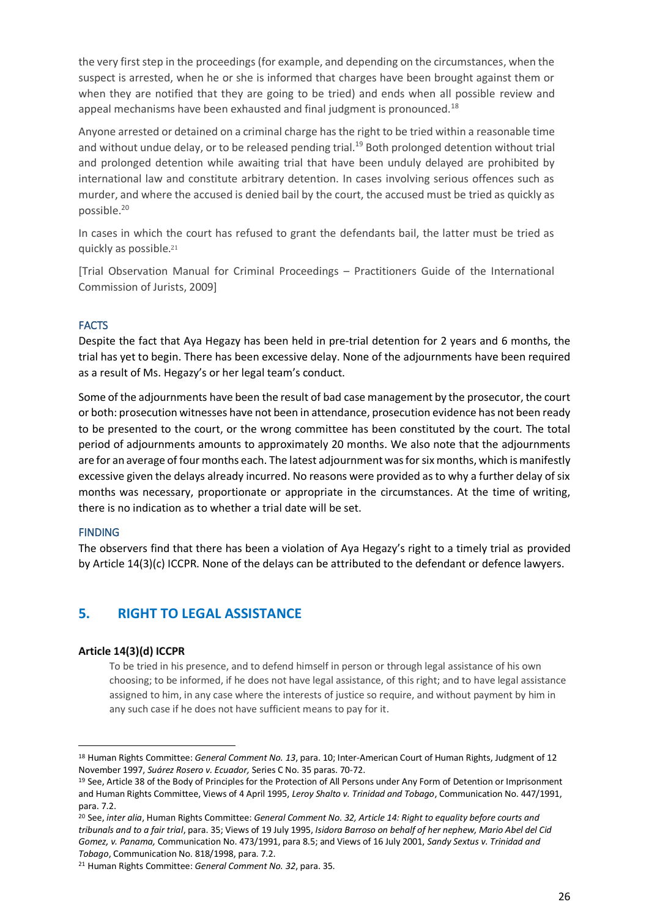the very first step in the proceedings (for example, and depending on the circumstances, when the suspect is arrested, when he or she is informed that charges have been brought against them or when they are notified that they are going to be tried) and ends when all possible review and appeal mechanisms have been exhausted and final judgment is pronounced.[18]

Anyone arrested or detained on a criminal charge has the right to be tried within a reasonable time and without undue delay, or to be released pending trial.[19] Both prolonged detention without trial and prolonged detention while awaiting trial that have been unduly delayed are prohibited by international law and constitute arbitrary detention. In cases involving serious offences such as murder, and where the accused is denied bail by the court, the accused must be tried as quickly as possible.[20]

In cases in which the court has refused to grant the defendants bail, the latter must be tried as quickly as possible.[21]

[Trial Observation Manual for Criminal Proceedings – Practitioners Guide of the International Commission of Jurists, 2009]

#### FACTS

Despite the fact that Aya Hegazy has been held in pre-trial detention for 2 years and 6 months, the trial has yet to begin. There has been excessive delay. None of the adjournments have been required as a result of Ms. Hegazy's or her legal team's conduct.

Some of the adjournments have been the result of bad case management by the prosecutor, the court or both: prosecution witnesses have not been in attendance, prosecution evidence has not been ready to be presented to the court, or the wrong committee has been constituted by the court. The total period of adjournments amounts to approximately 20 months. We also note that the adjournments are for an average of four months each. The latest adjournment was for six months, which is manifestly excessive given the delays already incurred. No reasons were provided as to why a further delay of six months was necessary, proportionate or appropriate in the circumstances. At the time of writing, there is no indication as to whether a trial date will be set.

#### FINDING

The observers find that there has been a violation of Aya Hegazy's right to a timely trial as provided by Article 14(3)(c) ICCPR. None of the delays can be attributed to the defendant or defence lawyers.

## 5. RIGHT TO LEGAL ASSISTANCE

**Article 14(3)(d) ICCPR**

> To be tried in his presence, and to defend himself in person or through legal assistance of his own choosing; to be informed, if he does not have legal assistance, of this right; and to have legal assistance assigned to him, in any case where the interests of justice so require, and without payment by him in any such case if he does not have sufficient means to pay for it.

---

[18] Human Rights Committee: *General Comment No. 13*, para. 10; Inter-American Court of Human Rights, Judgment of 12 November 1997, *Suárez Rosero v. Ecuador,* Series C No. 35 paras. 70-72.

[19] See, Article 38 of the Body of Principles for the Protection of All Persons under Any Form of Detention or Imprisonment and Human Rights Committee, Views of 4 April 1995, *Leroy Shalto v. Trinidad and Tobago*, Communication No. 447/1991, para. 7.2.

[20] See, *inter alia*, Human Rights Committee: *General Comment No. 32, Article 14: Right to equality before courts and tribunals and to a fair trial*, para. 35; Views of 19 July 1995, *Isidora Barroso on behalf of her nephew, Mario Abel del Cid Gomez, v. Panama,* Communication No. 473/1991, para 8.5; and Views of 16 July 2001, *Sandy Sextus v. Trinidad and Tobago*, Communication No. 818/1998, para. 7.2.

[21] Human Rights Committee: *General Comment No. 32*, para. 35.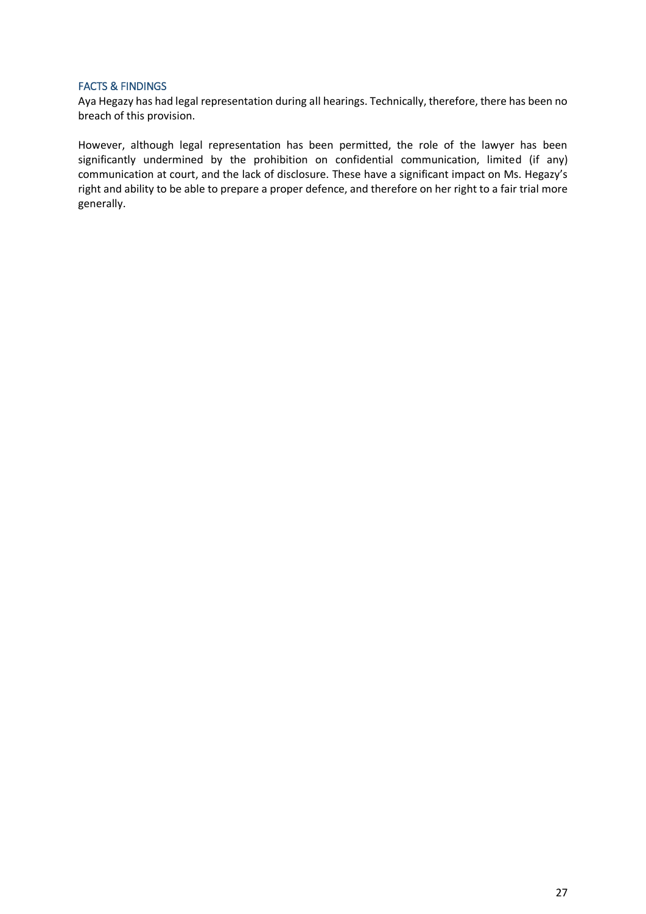### FACTS & FINDINGS

Aya Hegazy has had legal representation during all hearings. Technically, therefore, there has been no breach of this provision.

However, although legal representation has been permitted, the role of the lawyer has been significantly undermined by the prohibition on confidential communication, limited (if any) communication at court, and the lack of disclosure. These have a significant impact on Ms. Hegazy's right and ability to be able to prepare a proper defence, and therefore on her right to a fair trial more generally.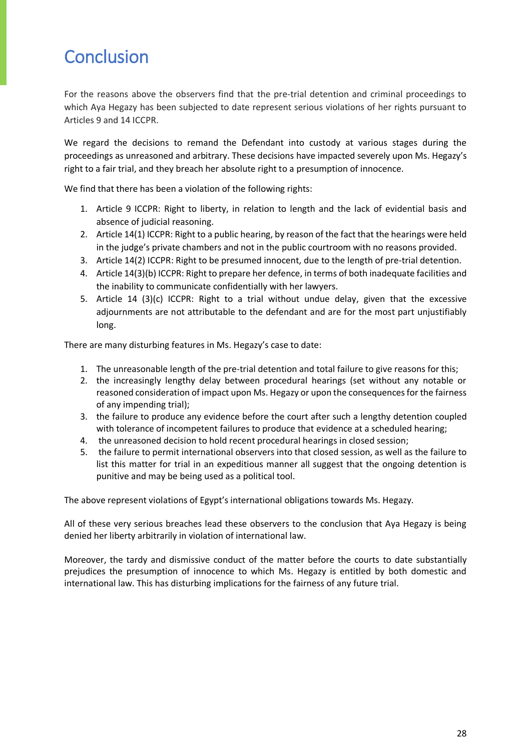# Conclusion

For the reasons above the observers find that the pre-trial detention and criminal proceedings to which Aya Hegazy has been subjected to date represent serious violations of her rights pursuant to Articles 9 and 14 ICCPR.

We regard the decisions to remand the Defendant into custody at various stages during the proceedings as unreasoned and arbitrary. These decisions have impacted severely upon Ms. Hegazy's right to a fair trial, and they breach her absolute right to a presumption of innocence.

We find that there has been a violation of the following rights:

1. Article 9 ICCPR: Right to liberty, in relation to length and the lack of evidential basis and absence of judicial reasoning.
2. Article 14(1) ICCPR: Right to a public hearing, by reason of the fact that the hearings were held in the judge's private chambers and not in the public courtroom with no reasons provided.
3. Article 14(2) ICCPR: Right to be presumed innocent, due to the length of pre-trial detention.
4. Article 14(3)(b) ICCPR: Right to prepare her defence, in terms of both inadequate facilities and the inability to communicate confidentially with her lawyers.
5. Article 14 (3)(c) ICCPR: Right to a trial without undue delay, given that the excessive adjournments are not attributable to the defendant and are for the most part unjustifiably long.

There are many disturbing features in Ms. Hegazy's case to date:

1. The unreasonable length of the pre-trial detention and total failure to give reasons for this;
2. the increasingly lengthy delay between procedural hearings (set without any notable or reasoned consideration of impact upon Ms. Hegazy or upon the consequences for the fairness of any impending trial);
3. the failure to produce any evidence before the court after such a lengthy detention coupled with tolerance of incompetent failures to produce that evidence at a scheduled hearing;
4. the unreasoned decision to hold recent procedural hearings in closed session;
5. the failure to permit international observers into that closed session, as well as the failure to list this matter for trial in an expeditious manner all suggest that the ongoing detention is punitive and may be being used as a political tool.

The above represent violations of Egypt's international obligations towards Ms. Hegazy.

All of these very serious breaches lead these observers to the conclusion that Aya Hegazy is being denied her liberty arbitrarily in violation of international law.

Moreover, the tardy and dismissive conduct of the matter before the courts to date substantially prejudices the presumption of innocence to which Ms. Hegazy is entitled by both domestic and international law. This has disturbing implications for the fairness of any future trial.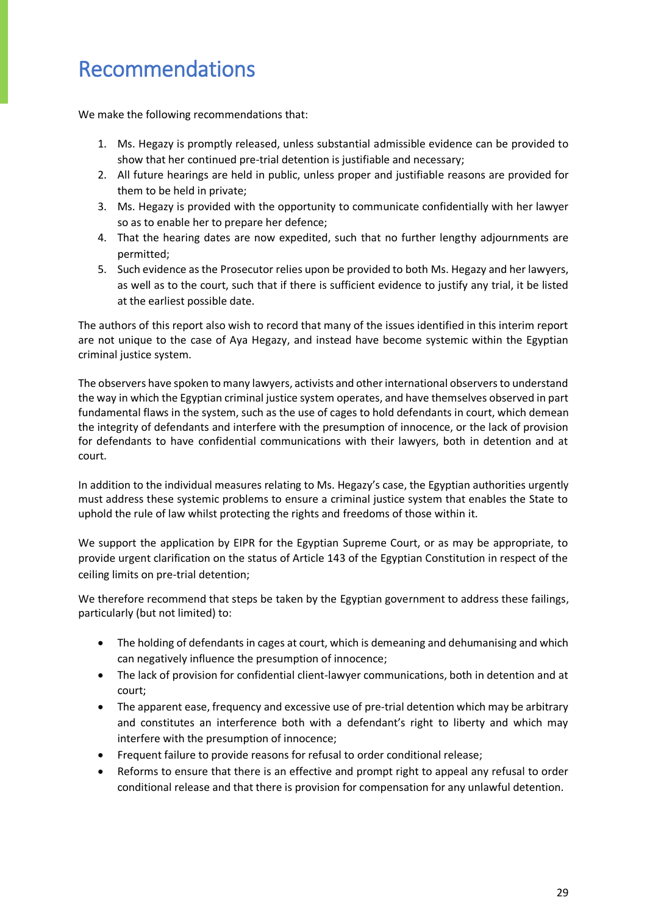# Recommendations

We make the following recommendations that:

1. Ms. Hegazy is promptly released, unless substantial admissible evidence can be provided to show that her continued pre-trial detention is justifiable and necessary;
2. All future hearings are held in public, unless proper and justifiable reasons are provided for them to be held in private;
3. Ms. Hegazy is provided with the opportunity to communicate confidentially with her lawyer so as to enable her to prepare her defence;
4. That the hearing dates are now expedited, such that no further lengthy adjournments are permitted;
5. Such evidence as the Prosecutor relies upon be provided to both Ms. Hegazy and her lawyers, as well as to the court, such that if there is sufficient evidence to justify any trial, it be listed at the earliest possible date.

The authors of this report also wish to record that many of the issues identified in this interim report are not unique to the case of Aya Hegazy, and instead have become systemic within the Egyptian criminal justice system.

The observers have spoken to many lawyers, activists and other international observers to understand the way in which the Egyptian criminal justice system operates, and have themselves observed in part fundamental flaws in the system, such as the use of cages to hold defendants in court, which demean the integrity of defendants and interfere with the presumption of innocence, or the lack of provision for defendants to have confidential communications with their lawyers, both in detention and at court.

In addition to the individual measures relating to Ms. Hegazy's case, the Egyptian authorities urgently must address these systemic problems to ensure a criminal justice system that enables the State to uphold the rule of law whilst protecting the rights and freedoms of those within it.

We support the application by EIPR for the Egyptian Supreme Court, or as may be appropriate, to provide urgent clarification on the status of Article 143 of the Egyptian Constitution in respect of the ceiling limits on pre-trial detention;

We therefore recommend that steps be taken by the Egyptian government to address these failings, particularly (but not limited) to:

- The holding of defendants in cages at court, which is demeaning and dehumanising and which can negatively influence the presumption of innocence;
- The lack of provision for confidential client-lawyer communications, both in detention and at court;
- The apparent ease, frequency and excessive use of pre-trial detention which may be arbitrary and constitutes an interference both with a defendant's right to liberty and which may interfere with the presumption of innocence;
- Frequent failure to provide reasons for refusal to order conditional release;
- Reforms to ensure that there is an effective and prompt right to appeal any refusal to order conditional release and that there is provision for compensation for any unlawful detention.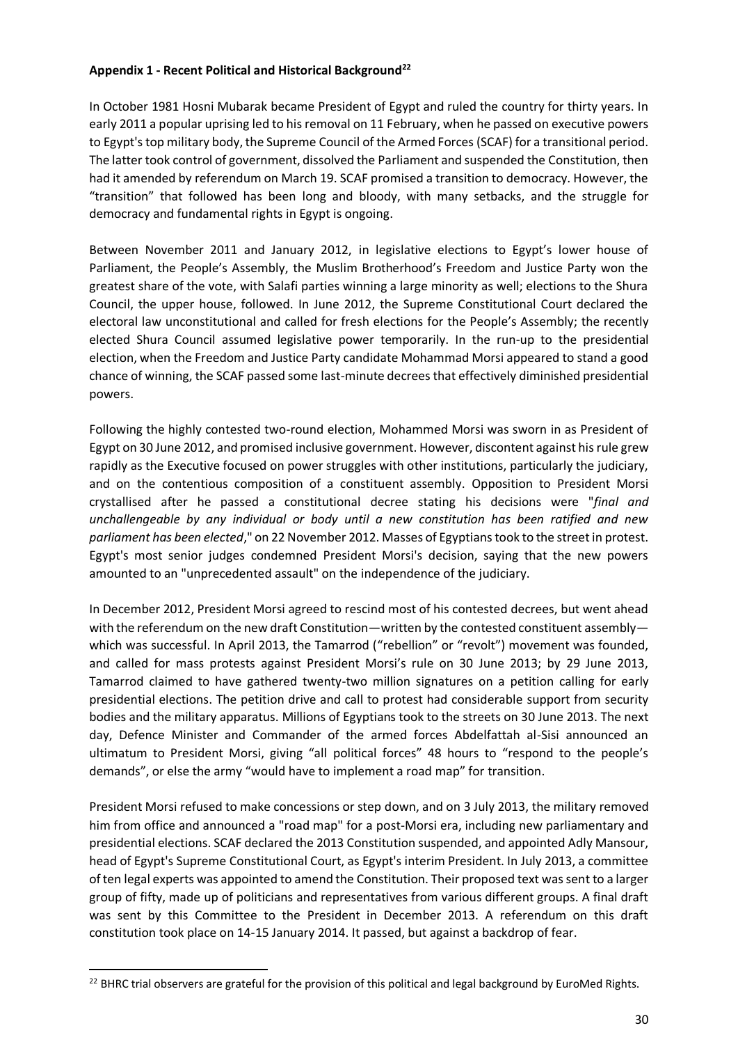**Appendix 1 - Recent Political and Historical Background[22]**

In October 1981 Hosni Mubarak became President of Egypt and ruled the country for thirty years. In early 2011 a popular uprising led to his removal on 11 February, when he passed on executive powers to Egypt's top military body, the Supreme Council of the Armed Forces (SCAF) for a transitional period. The latter took control of government, dissolved the Parliament and suspended the Constitution, then had it amended by referendum on March 19. SCAF promised a transition to democracy. However, the "transition" that followed has been long and bloody, with many setbacks, and the struggle for democracy and fundamental rights in Egypt is ongoing.

Between November 2011 and January 2012, in legislative elections to Egypt's lower house of Parliament, the People's Assembly, the Muslim Brotherhood's Freedom and Justice Party won the greatest share of the vote, with Salafi parties winning a large minority as well; elections to the Shura Council, the upper house, followed. In June 2012, the Supreme Constitutional Court declared the electoral law unconstitutional and called for fresh elections for the People's Assembly; the recently elected Shura Council assumed legislative power temporarily. In the run-up to the presidential election, when the Freedom and Justice Party candidate Mohammad Morsi appeared to stand a good chance of winning, the SCAF passed some last-minute decrees that effectively diminished presidential powers.

Following the highly contested two-round election, Mohammed Morsi was sworn in as President of Egypt on 30 June 2012, and promised inclusive government. However, discontent against his rule grew rapidly as the Executive focused on power struggles with other institutions, particularly the judiciary, and on the contentious composition of a constituent assembly. Opposition to President Morsi crystallised after he passed a constitutional decree stating his decisions were "*final and unchallengeable by any individual or body until a new constitution has been ratified and new parliament has been elected*," on 22 November 2012. Masses of Egyptians took to the street in protest. Egypt's most senior judges condemned President Morsi's decision, saying that the new powers amounted to an "unprecedented assault" on the independence of the judiciary.

In December 2012, President Morsi agreed to rescind most of his contested decrees, but went ahead with the referendum on the new draft Constitution—written by the contested constituent assembly—which was successful. In April 2013, the Tamarrod ("rebellion" or "revolt") movement was founded, and called for mass protests against President Morsi's rule on 30 June 2013; by 29 June 2013, Tamarrod claimed to have gathered twenty-two million signatures on a petition calling for early presidential elections. The petition drive and call to protest had considerable support from security bodies and the military apparatus. Millions of Egyptians took to the streets on 30 June 2013. The next day, Defence Minister and Commander of the armed forces Abdelfattah al-Sisi announced an ultimatum to President Morsi, giving "all political forces" 48 hours to "respond to the people's demands", or else the army "would have to implement a road map" for transition.

President Morsi refused to make concessions or step down, and on 3 July 2013, the military removed him from office and announced a "road map" for a post-Morsi era, including new parliamentary and presidential elections. SCAF declared the 2013 Constitution suspended, and appointed Adly Mansour, head of Egypt's Supreme Constitutional Court, as Egypt's interim President. In July 2013, a committee of ten legal experts was appointed to amend the Constitution. Their proposed text was sent to a larger group of fifty, made up of politicians and representatives from various different groups. A final draft was sent by this Committee to the President in December 2013. A referendum on this draft constitution took place on 14-15 January 2014. It passed, but against a backdrop of fear.

[22] BHRC trial observers are grateful for the provision of this political and legal background by EuroMed Rights.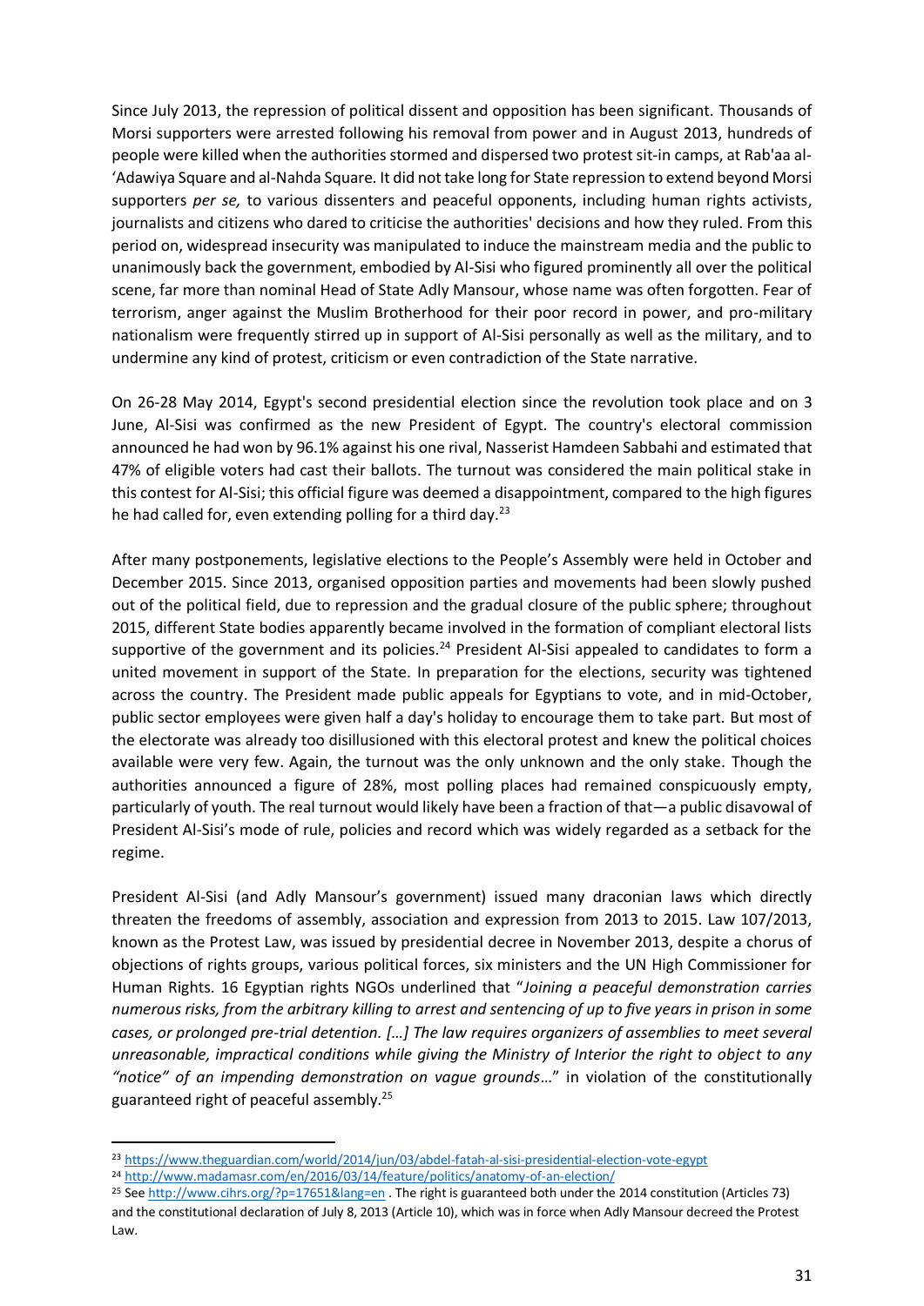Since July 2013, the repression of political dissent and opposition has been significant. Thousands of Morsi supporters were arrested following his removal from power and in August 2013, hundreds of people were killed when the authorities stormed and dispersed two protest sit-in camps, at Rab'aa al-'Adawiya Square and al-Nahda Square. It did not take long for State repression to extend beyond Morsi supporters *per se,* to various dissenters and peaceful opponents, including human rights activists, journalists and citizens who dared to criticise the authorities' decisions and how they ruled. From this period on, widespread insecurity was manipulated to induce the mainstream media and the public to unanimously back the government, embodied by Al-Sisi who figured prominently all over the political scene, far more than nominal Head of State Adly Mansour, whose name was often forgotten. Fear of terrorism, anger against the Muslim Brotherhood for their poor record in power, and pro-military nationalism were frequently stirred up in support of Al-Sisi personally as well as the military, and to undermine any kind of protest, criticism or even contradiction of the State narrative.

On 26-28 May 2014, Egypt's second presidential election since the revolution took place and on 3 June, Al-Sisi was confirmed as the new President of Egypt. The country's electoral commission announced he had won by 96.1% against his one rival, Nasserist Hamdeen Sabbahi and estimated that 47% of eligible voters had cast their ballots. The turnout was considered the main political stake in this contest for Al-Sisi; this official figure was deemed a disappointment, compared to the high figures he had called for, even extending polling for a third day.[23]

After many postponements, legislative elections to the People's Assembly were held in October and December 2015. Since 2013, organised opposition parties and movements had been slowly pushed out of the political field, due to repression and the gradual closure of the public sphere; throughout 2015, different State bodies apparently became involved in the formation of compliant electoral lists supportive of the government and its policies.[24] President Al-Sisi appealed to candidates to form a united movement in support of the State. In preparation for the elections, security was tightened across the country. The President made public appeals for Egyptians to vote, and in mid-October, public sector employees were given half a day's holiday to encourage them to take part. But most of the electorate was already too disillusioned with this electoral protest and knew the political choices available were very few. Again, the turnout was the only unknown and the only stake. Though the authorities announced a figure of 28%, most polling places had remained conspicuously empty, particularly of youth. The real turnout would likely have been a fraction of that—a public disavowal of President Al-Sisi's mode of rule, policies and record which was widely regarded as a setback for the regime.

President Al-Sisi (and Adly Mansour's government) issued many draconian laws which directly threaten the freedoms of assembly, association and expression from 2013 to 2015. Law 107/2013, known as the Protest Law, was issued by presidential decree in November 2013, despite a chorus of objections of rights groups, various political forces, six ministers and the UN High Commissioner for Human Rights. 16 Egyptian rights NGOs underlined that "*Joining a peaceful demonstration carries numerous risks, from the arbitrary killing to arrest and sentencing of up to five years in prison in some cases, or prolonged pre-trial detention. […] The law requires organizers of assemblies to meet several unreasonable, impractical conditions while giving the Ministry of Interior the right to object to any "notice" of an impending demonstration on vague grounds*…" in violation of the constitutionally guaranteed right of peaceful assembly.[25]

---

[23] https://www.theguardian.com/world/2014/jun/03/abdel-fatah-al-sisi-presidential-election-vote-egypt

[24] http://www.madamasr.com/en/2016/03/14/feature/politics/anatomy-of-an-election/

[25] See http://www.cihrs.org/?p=17651&lang=en . The right is guaranteed both under the 2014 constitution (Articles 73) and the constitutional declaration of July 8, 2013 (Article 10), which was in force when Adly Mansour decreed the Protest Law.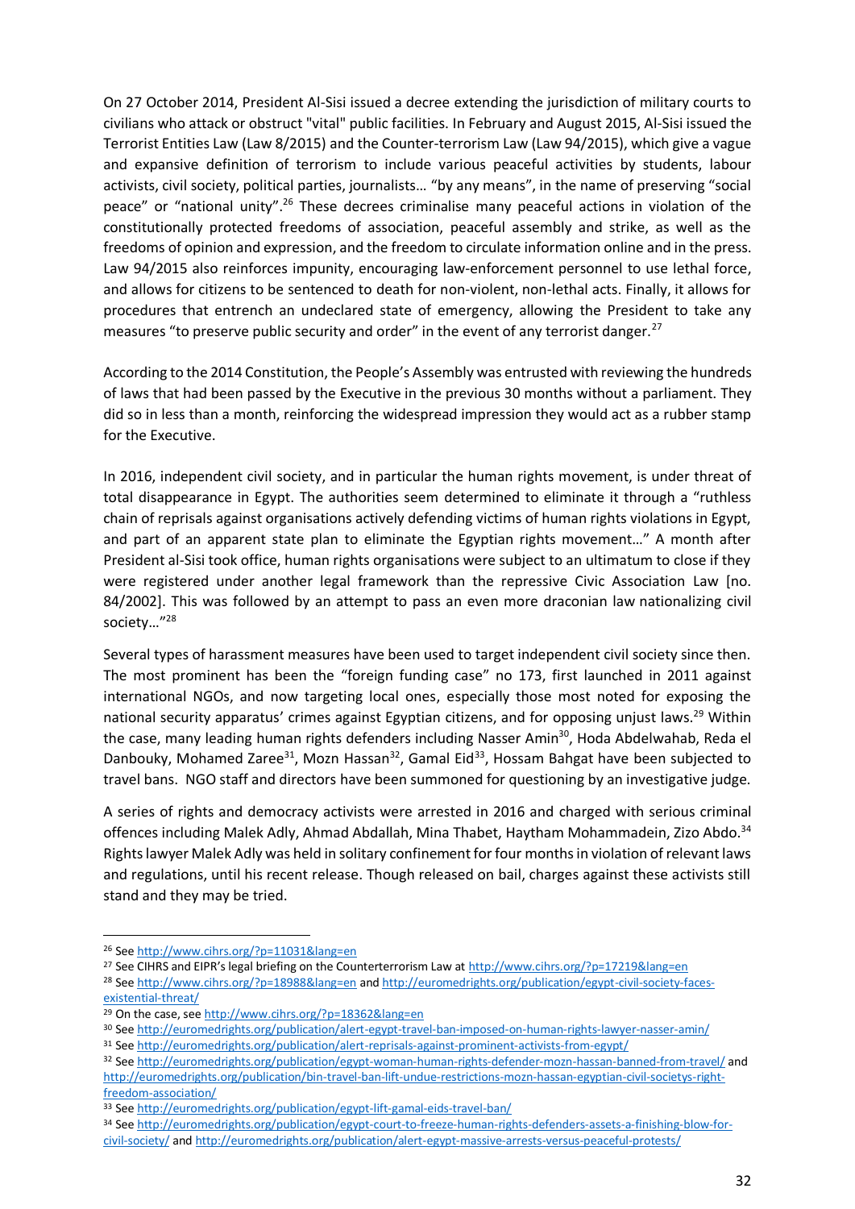On 27 October 2014, President Al-Sisi issued a decree extending the jurisdiction of military courts to civilians who attack or obstruct "vital" public facilities. In February and August 2015, Al-Sisi issued the Terrorist Entities Law (Law 8/2015) and the Counter-terrorism Law (Law 94/2015), which give a vague and expansive definition of terrorism to include various peaceful activities by students, labour activists, civil society, political parties, journalists… "by any means", in the name of preserving "social peace" or "national unity".[26] These decrees criminalise many peaceful actions in violation of the constitutionally protected freedoms of association, peaceful assembly and strike, as well as the freedoms of opinion and expression, and the freedom to circulate information online and in the press. Law 94/2015 also reinforces impunity, encouraging law-enforcement personnel to use lethal force, and allows for citizens to be sentenced to death for non-violent, non-lethal acts. Finally, it allows for procedures that entrench an undeclared state of emergency, allowing the President to take any measures "to preserve public security and order" in the event of any terrorist danger.[27]

According to the 2014 Constitution, the People's Assembly was entrusted with reviewing the hundreds of laws that had been passed by the Executive in the previous 30 months without a parliament. They did so in less than a month, reinforcing the widespread impression they would act as a rubber stamp for the Executive.

In 2016, independent civil society, and in particular the human rights movement, is under threat of total disappearance in Egypt. The authorities seem determined to eliminate it through a "ruthless chain of reprisals against organisations actively defending victims of human rights violations in Egypt, and part of an apparent state plan to eliminate the Egyptian rights movement…" A month after President al-Sisi took office, human rights organisations were subject to an ultimatum to close if they were registered under another legal framework than the repressive Civic Association Law [no. 84/2002]. This was followed by an attempt to pass an even more draconian law nationalizing civil society…"[28]

Several types of harassment measures have been used to target independent civil society since then. The most prominent has been the "foreign funding case" no 173, first launched in 2011 against international NGOs, and now targeting local ones, especially those most noted for exposing the national security apparatus' crimes against Egyptian citizens, and for opposing unjust laws.[29] Within the case, many leading human rights defenders including Nasser Amin[30], Hoda Abdelwahab, Reda el Danbouky, Mohamed Zaree[31], Mozn Hassan[32], Gamal Eid[33], Hossam Bahgat have been subjected to travel bans. NGO staff and directors have been summoned for questioning by an investigative judge.

A series of rights and democracy activists were arrested in 2016 and charged with serious criminal offences including Malek Adly, Ahmad Abdallah, Mina Thabet, Haytham Mohammadein, Zizo Abdo.[34] Rights lawyer Malek Adly was held in solitary confinement for four months in violation of relevant laws and regulations, until his recent release. Though released on bail, charges against these activists still stand and they may be tried.

---

[26] See http://www.cihrs.org/?p=11031&lang=en

[27] See CIHRS and EIPR's legal briefing on the Counterterrorism Law at http://www.cihrs.org/?p=17219&lang=en

[28] See http://www.cihrs.org/?p=18988&lang=en and http://euromedrights.org/publication/egypt-civil-society-faces-existential-threat/

[29] On the case, see http://www.cihrs.org/?p=18362&lang=en

[30] See http://euromedrights.org/publication/alert-egypt-travel-ban-imposed-on-human-rights-lawyer-nasser-amin/

[31] See http://euromedrights.org/publication/alert-reprisals-against-prominent-activists-from-egypt/

[32] See http://euromedrights.org/publication/egypt-woman-human-rights-defender-mozn-hassan-banned-from-travel/ and http://euromedrights.org/publication/bin-travel-ban-lift-undue-restrictions-mozn-hassan-egyptian-civil-societys-right-freedom-association/

[33] See http://euromedrights.org/publication/egypt-lift-gamal-eids-travel-ban/

[34] See http://euromedrights.org/publication/egypt-court-to-freeze-human-rights-defenders-assets-a-finishing-blow-for-civil-society/ and http://euromedrights.org/publication/alert-egypt-massive-arrests-versus-peaceful-protests/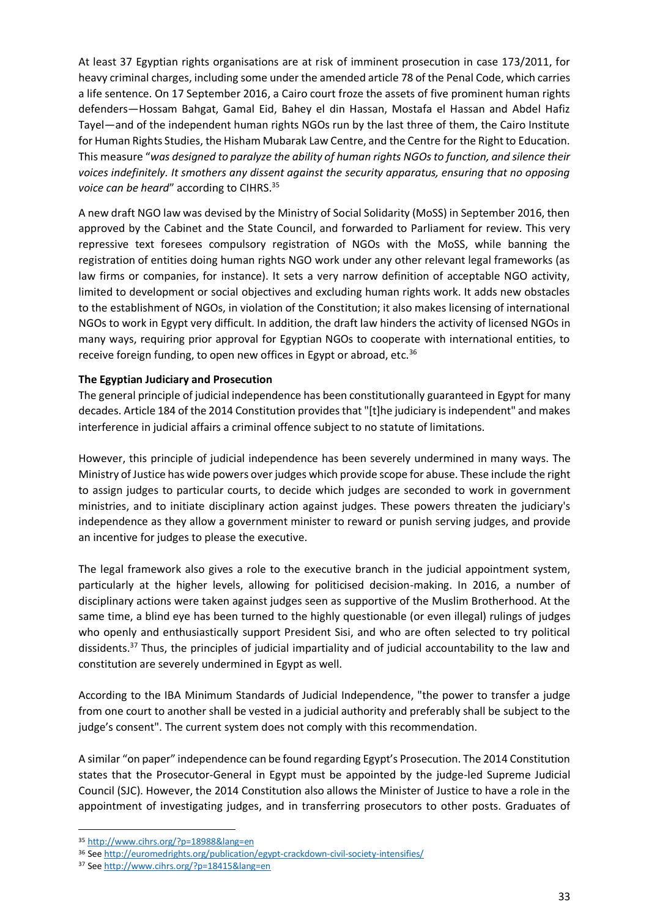At least 37 Egyptian rights organisations are at risk of imminent prosecution in case 173/2011, for heavy criminal charges, including some under the amended article 78 of the Penal Code, which carries a life sentence. On 17 September 2016, a Cairo court froze the assets of five prominent human rights defenders—Hossam Bahgat, Gamal Eid, Bahey el din Hassan, Mostafa el Hassan and Abdel Hafiz Tayel—and of the independent human rights NGOs run by the last three of them, the Cairo Institute for Human Rights Studies, the Hisham Mubarak Law Centre, and the Centre for the Right to Education. This measure "*was designed to paralyze the ability of human rights NGOs to function, and silence their voices indefinitely. It smothers any dissent against the security apparatus, ensuring that no opposing voice can be heard*" according to CIHRS.[35]

A new draft NGO law was devised by the Ministry of Social Solidarity (MoSS) in September 2016, then approved by the Cabinet and the State Council, and forwarded to Parliament for review. This very repressive text foresees compulsory registration of NGOs with the MoSS, while banning the registration of entities doing human rights NGO work under any other relevant legal frameworks (as law firms or companies, for instance). It sets a very narrow definition of acceptable NGO activity, limited to development or social objectives and excluding human rights work. It adds new obstacles to the establishment of NGOs, in violation of the Constitution; it also makes licensing of international NGOs to work in Egypt very difficult. In addition, the draft law hinders the activity of licensed NGOs in many ways, requiring prior approval for Egyptian NGOs to cooperate with international entities, to receive foreign funding, to open new offices in Egypt or abroad, etc.[36]

**The Egyptian Judiciary and Prosecution**

The general principle of judicial independence has been constitutionally guaranteed in Egypt for many decades. Article 184 of the 2014 Constitution provides that "[t]he judiciary is independent" and makes interference in judicial affairs a criminal offence subject to no statute of limitations.

However, this principle of judicial independence has been severely undermined in many ways. The Ministry of Justice has wide powers over judges which provide scope for abuse. These include the right to assign judges to particular courts, to decide which judges are seconded to work in government ministries, and to initiate disciplinary action against judges. These powers threaten the judiciary's independence as they allow a government minister to reward or punish serving judges, and provide an incentive for judges to please the executive.

The legal framework also gives a role to the executive branch in the judicial appointment system, particularly at the higher levels, allowing for politicised decision-making. In 2016, a number of disciplinary actions were taken against judges seen as supportive of the Muslim Brotherhood. At the same time, a blind eye has been turned to the highly questionable (or even illegal) rulings of judges who openly and enthusiastically support President Sisi, and who are often selected to try political dissidents.[37] Thus, the principles of judicial impartiality and of judicial accountability to the law and constitution are severely undermined in Egypt as well.

According to the IBA Minimum Standards of Judicial Independence, "the power to transfer a judge from one court to another shall be vested in a judicial authority and preferably shall be subject to the judge's consent". The current system does not comply with this recommendation.

A similar "on paper" independence can be found regarding Egypt's Prosecution. The 2014 Constitution states that the Prosecutor-General in Egypt must be appointed by the judge-led Supreme Judicial Council (SJC). However, the 2014 Constitution also allows the Minister of Justice to have a role in the appointment of investigating judges, and in transferring prosecutors to other posts. Graduates of

---

[35] http://www.cihrs.org/?p=18988&lang=en

[36] See http://euromedrights.org/publication/egypt-crackdown-civil-society-intensifies/

[37] See http://www.cihrs.org/?p=18415&lang=en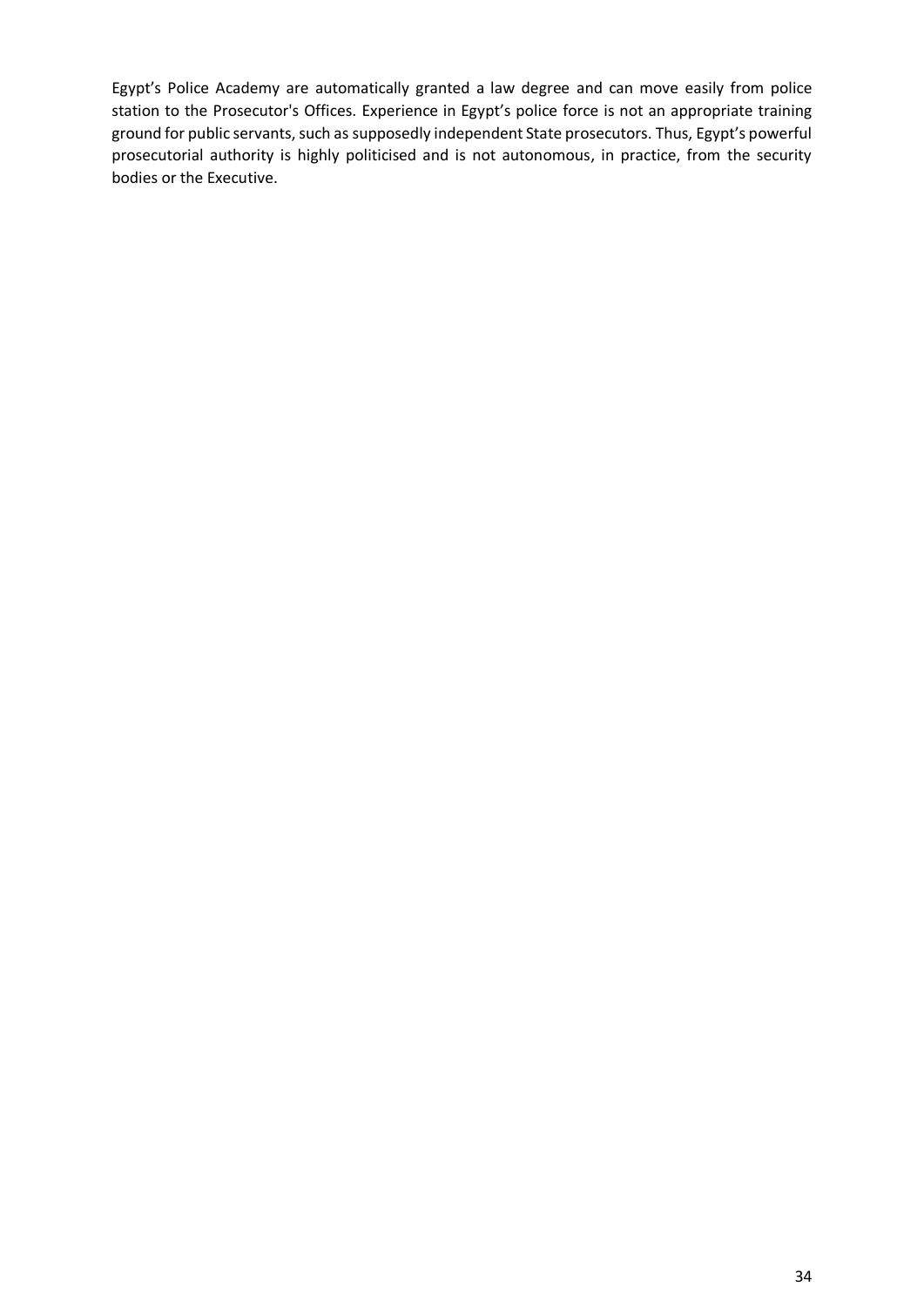Egypt's Police Academy are automatically granted a law degree and can move easily from police station to the Prosecutor's Offices. Experience in Egypt's police force is not an appropriate training ground for public servants, such as supposedly independent State prosecutors. Thus, Egypt's powerful prosecutorial authority is highly politicised and is not autonomous, in practice, from the security bodies or the Executive.